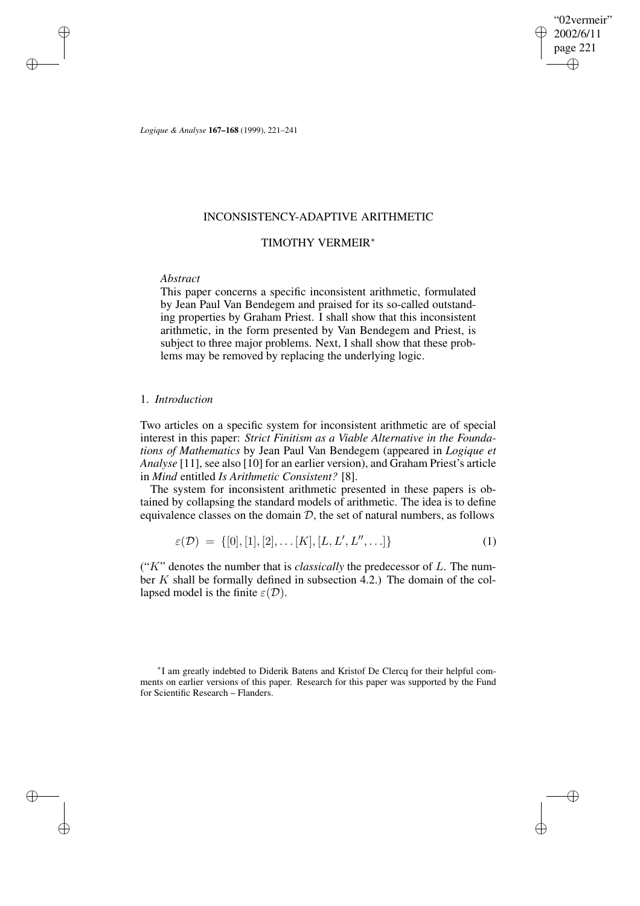# INCONSISTENCY-ADAPTIVE ARITHMETIC

## TIMOTHY VERMEIR*

*Abstract*

This paper concerns a specific inconsistent arithmetic, formulated by Jean Paul Van Bendegem and praised for its so-called outstanding properties by Graham Priest. I shall show that this inconsistent arithmetic, in the form presented by Van Bendegem and Priest, is subject to three major problems. Next, I shall show that these problems may be removed by replacing the underlying logic.

### 1. *Introduction*

Two articles on a specific system for inconsistent arithmetic are of special interest in this paper: *Strict Finitism as a Viable Alternative in the Foundations of Mathematics* by Jean Paul Van Bendegem (appeared in *Logique et Analyse* [11], see also [10] for an earlier version), and Graham Priest's article in *Mind* entitled *Is Arithmetic Consistent?* [8].

The system for inconsistent arithmetic presented in these papers is obtained by collapsing the standard models of arithmetic. The idea is to define equivalence classes on the domain $\mathcal{D}$, the set of natural numbers, as follows

$$\varepsilon(\mathcal{D}) \;=\; \{[0], [1], [2], \ldots [K], [L, L', L'', \ldots]\} \tag{1}$$

("$K$" denotes the number that is *classically* the predecessor of $L$. The number $K$ shall be formally defined in subsection 4.2.) The domain of the collapsed model is the finite $\varepsilon(\mathcal{D})$.

*I am greatly indebted to Diderik Batens and Kristof De Clercq for their helpful comments on earlier versions of this paper. Research for this paper was supported by the Fund for Scientific Research – Flanders.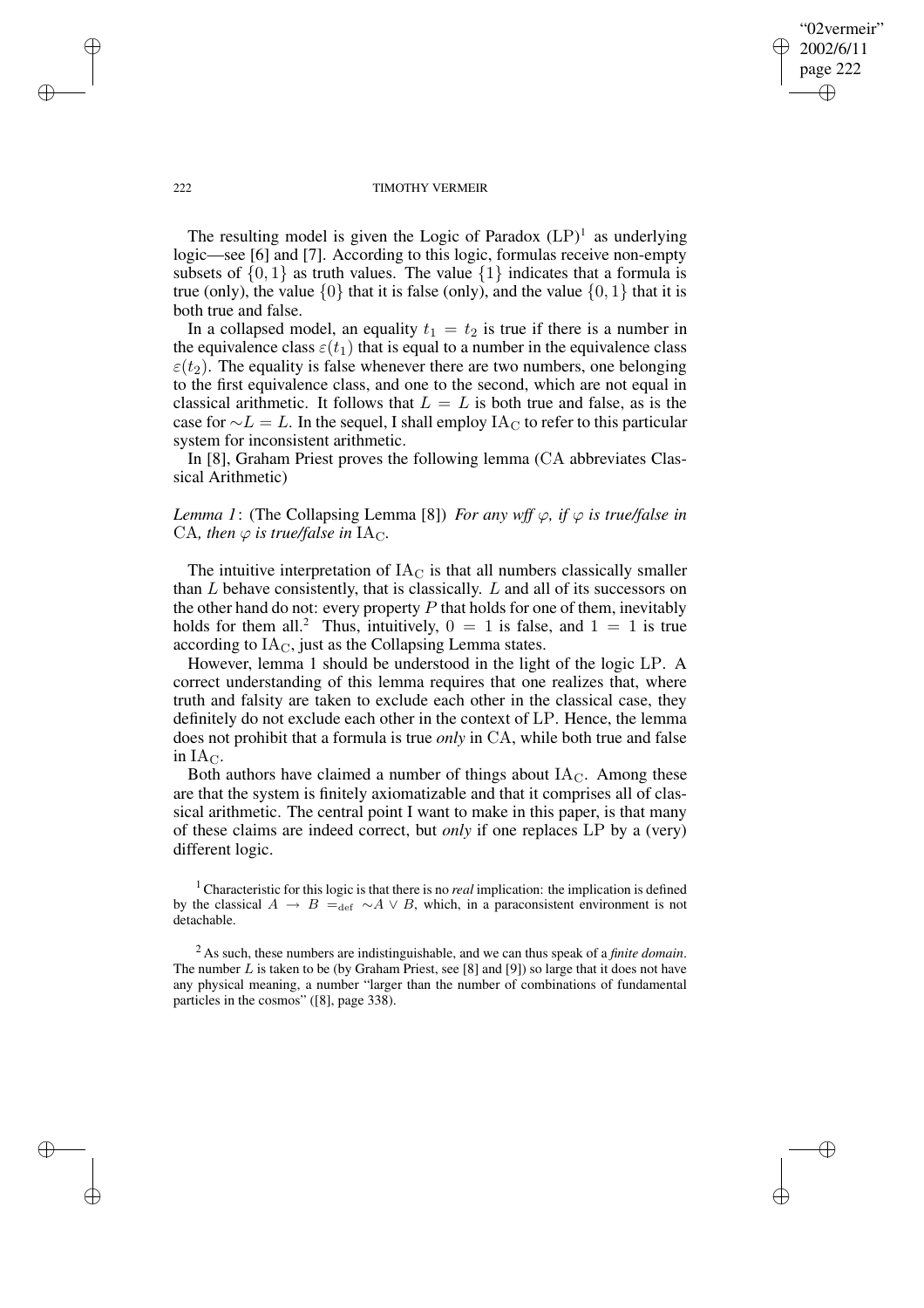The resulting model is given the Logic of Paradox (LP)[1] as underlying logic—see [6] and [7]. According to this logic, formulas receive non-empty subsets of $\{0, 1\}$ as truth values. The value $\{1\}$ indicates that a formula is true (only), the value $\{0\}$ that it is false (only), and the value $\{0, 1\}$ that it is both true and false.

In a collapsed model, an equality $t_1 = t_2$ is true if there is a number in the equivalence class $\varepsilon(t_1)$ that is equal to a number in the equivalence class $\varepsilon(t_2)$. The equality is false whenever there are two numbers, one belonging to the first equivalence class, and one to the second, which are not equal in classical arithmetic. It follows that $L = L$ is both true and false, as is the case for $\sim L = L$. In the sequel, I shall employ $\mathrm{IA_C}$ to refer to this particular system for inconsistent arithmetic.

In [8], Graham Priest proves the following lemma (CA abbreviates Classical Arithmetic)

*Lemma 1*: (The Collapsing Lemma [8]) *For any wff* $\varphi$*, if* $\varphi$ *is true/false in* CA*, then* $\varphi$ *is true/false in* $\mathrm{IA_C}$.

The intuitive interpretation of $\mathrm{IA_C}$ is that all numbers classically smaller than $L$ behave consistently, that is classically. $L$ and all of its successors on the other hand do not: every property $P$ that holds for one of them, inevitably holds for them all.[2] Thus, intuitively, $0 = 1$ is false, and $1 = 1$ is true according to $\mathrm{IA_C}$, just as the Collapsing Lemma states.

However, lemma 1 should be understood in the light of the logic LP. A correct understanding of this lemma requires that one realizes that, where truth and falsity are taken to exclude each other in the classical case, they definitely do not exclude each other in the context of LP. Hence, the lemma does not prohibit that a formula is true *only* in CA, while both true and false in $\mathrm{IA_C}$.

Both authors have claimed a number of things about $\mathrm{IA_C}$. Among these are that the system is finitely axiomatizable and that it comprises all of classical arithmetic. The central point I want to make in this paper, is that many of these claims are indeed correct, but *only* if one replaces LP by a (very) different logic.

[1] Characteristic for this logic is that there is no *real* implication: the implication is defined by the classical $A \rightarrow B =_{\mathrm{def}} \sim A \vee B$, which, in a paraconsistent environment is not detachable.

[2] As such, these numbers are indistinguishable, and we can thus speak of a *finite domain*. The number $L$ is taken to be (by Graham Priest, see [8] and [9]) so large that it does not have any physical meaning, a number "larger than the number of combinations of fundamental particles in the cosmos" ([8], page 338).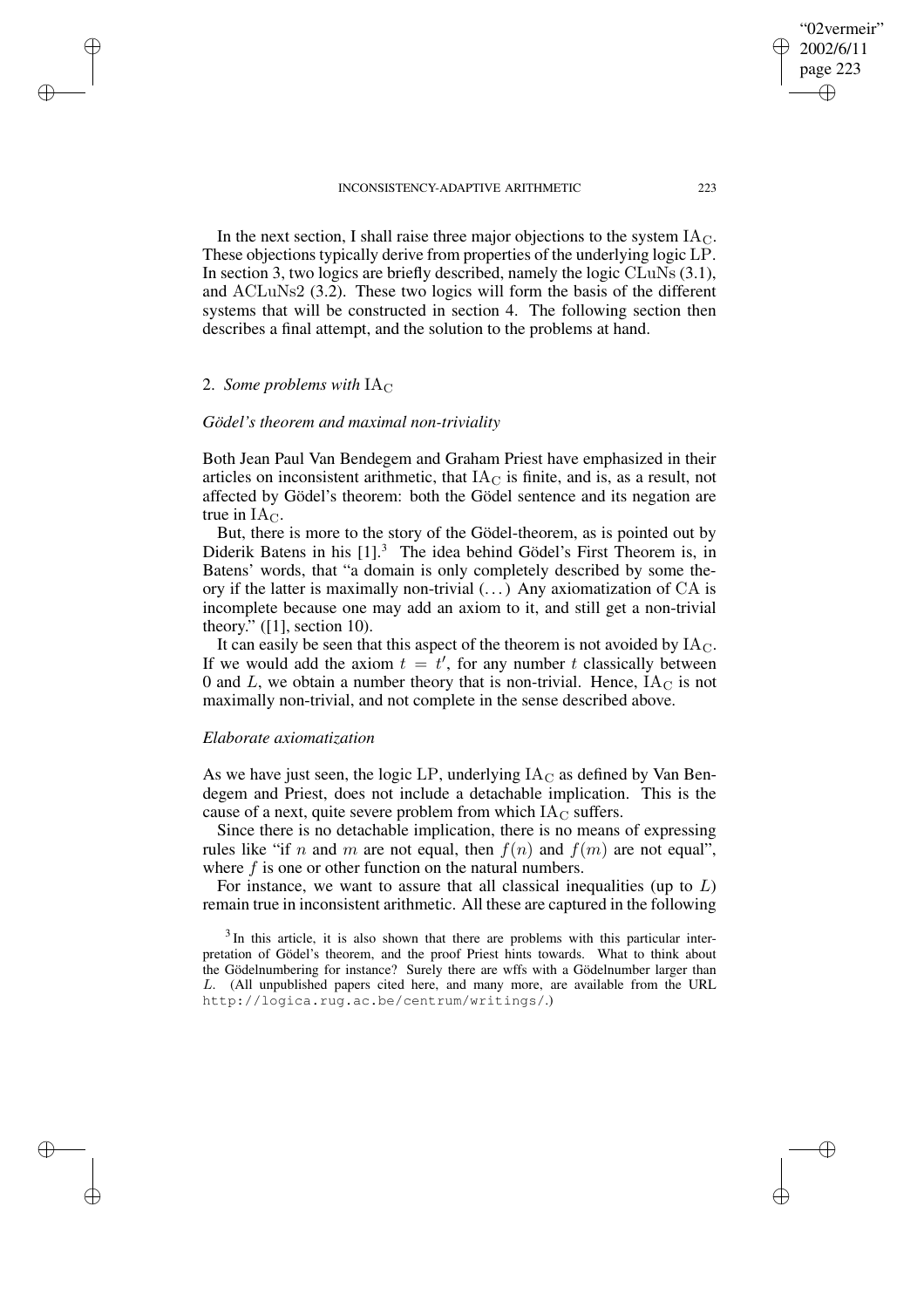In the next section, I shall raise three major objections to the system $\mathrm{IA_C}$. These objections typically derive from properties of the underlying logic LP. In section 3, two logics are briefly described, namely the logic CLuNs (3.1), and ACLuNs2 (3.2). These two logics will form the basis of the different systems that will be constructed in section 4. The following section then describes a final attempt, and the solution to the problems at hand.

## 2. *Some problems with* $\mathrm{IA_C}$

### *Gödel's theorem and maximal non-triviality*

Both Jean Paul Van Bendegem and Graham Priest have emphasized in their articles on inconsistent arithmetic, that $\mathrm{IA_C}$ is finite, and is, as a result, not affected by Gödel's theorem: both the Gödel sentence and its negation are true in $\mathrm{IA_C}$.

But, there is more to the story of the Gödel-theorem, as is pointed out by Diderik Batens in his [1].[3] The idea behind Gödel's First Theorem is, in Batens' words, that "a domain is only completely described by some theory if the latter is maximally non-trivial (...) Any axiomatization of CA is incomplete because one may add an axiom to it, and still get a non-trivial theory." ([1], section 10).

It can easily be seen that this aspect of the theorem is not avoided by $\mathrm{IA_C}$. If we would add the axiom $t = t'$, for any number $t$ classically between 0 and $L$, we obtain a number theory that is non-trivial. Hence, $\mathrm{IA_C}$ is not maximally non-trivial, and not complete in the sense described above.

### *Elaborate axiomatization*

As we have just seen, the logic LP, underlying $\mathrm{IA_C}$ as defined by Van Bendegem and Priest, does not include a detachable implication. This is the cause of a next, quite severe problem from which $\mathrm{IA_C}$ suffers.

Since there is no detachable implication, there is no means of expressing rules like "if $n$ and $m$ are not equal, then $f(n)$ and $f(m)$ are not equal", where $f$ is one or other function on the natural numbers.

For instance, we want to assure that all classical inequalities (up to $L$) remain true in inconsistent arithmetic. All these are captured in the following

[3] In this article, it is also shown that there are problems with this particular interpretation of Gödel's theorem, and the proof Priest hints towards. What to think about the Gödelnumbering for instance? Surely there are wffs with a Gödelnumber larger than $L$. (All unpublished papers cited here, and many more, are available from the URL http://logica.rug.ac.be/centrum/writings/.)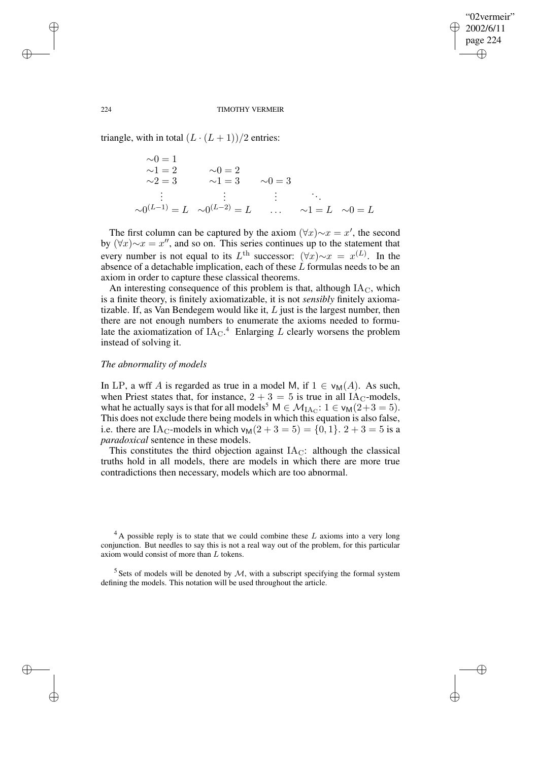triangle, with in total $(L \cdot (L+1))/2$ entries:

$$
\begin{array}{lllll}
\sim 0 = 1 & & & & \\
\sim 1 = 2 & \sim 0 = 2 & & & \\
\sim 2 = 3 & \sim 1 = 3 & \sim 0 = 3 & & \\
\vdots & \vdots & \vdots & \ddots & \\
\sim 0^{(L-1)} = L & \sim 0^{(L-2)} = L & \ldots & \sim 1 = L & \sim 0 = L
\end{array}
$$

The first column can be captured by the axiom $(\forall x) {\sim} x = x'$, the second by $(\forall x) {\sim} x = x''$, and so on. This series continues up to the statement that every number is not equal to its $L^{\text{th}}$ successor: $(\forall x) {\sim} x = x^{(L)}$. In the absence of a detachable implication, each of these $L$ formulas needs to be an axiom in order to capture these classical theorems.

An interesting consequence of this problem is that, although $\mathrm{IA_C}$, which is a finite theory, is finitely axiomatizable, it is not *sensibly* finitely axiomatizable. If, as Van Bendegem would like it, $L$ just is the largest number, then there are not enough numbers to enumerate the axioms needed to formulate the axiomatization of $\mathrm{IA_C}$.[4] Enlarging $L$ clearly worsens the problem instead of solving it.

### *The abnormality of models*

In LP, a wff $A$ is regarded as true in a model $\mathsf{M}$, if $1 \in \mathsf{v_M}(A)$. As such, when Priest states that, for instance, $2 + 3 = 5$ is true in all $\mathrm{IA_C}$-models, what he actually says is that for all models[5] $\mathsf{M} \in \mathcal{M}_{\mathrm{IA_C}}$: $1 \in \mathsf{v_M}(2+3=5)$. This does not exclude there being models in which this equation is also false, i.e. there are $\mathrm{IA_C}$-models in which $\mathsf{v_M}(2+3=5) = \{0, 1\}$. $2+3=5$ is a *paradoxical* sentence in these models.

This constitutes the third objection against $\mathrm{IA_C}$: although the classical truths hold in all models, there are models in which there are more true contradictions then necessary, models which are too abnormal.

[4] A possible reply is to state that we could combine these $L$ axioms into a very long conjunction. But needles to say this is not a real way out of the problem, for this particular axiom would consist of more than $L$ tokens.

[5] Sets of models will be denoted by $\mathcal{M}$, with a subscript specifying the formal system defining the models. This notation will be used throughout the article.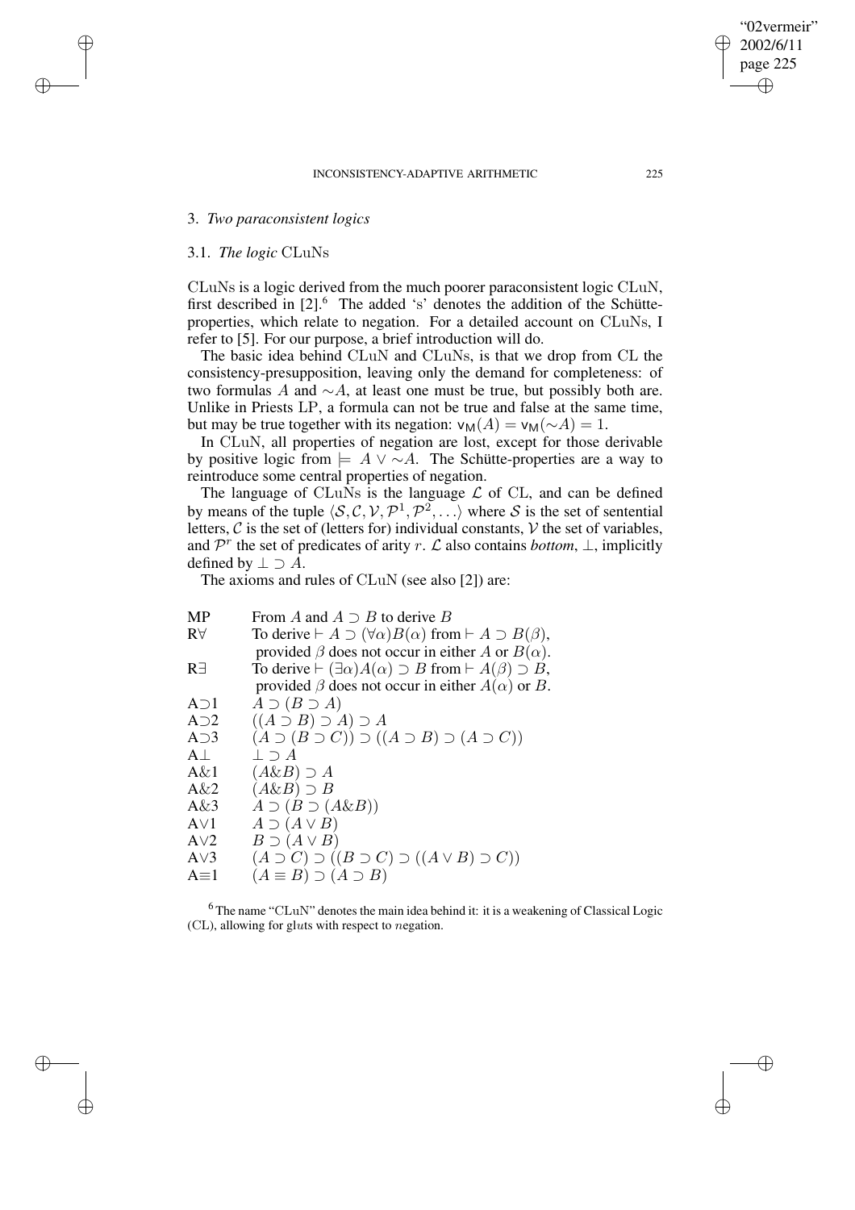## 3. *Two paraconsistent logics*

### 3.1. *The logic* CLuNs

CLuNs is a logic derived from the much poorer paraconsistent logic CLuN, first described in [2].[6] The added 's' denotes the addition of the Schütte-properties, which relate to negation. For a detailed account on CLuNs, I refer to [5]. For our purpose, a brief introduction will do.

The basic idea behind CLuN and CLuNs, is that we drop from CL the consistency-presupposition, leaving only the demand for completeness: of two formulas $A$ and $\sim A$, at least one must be true, but possibly both are. Unlike in Priests LP, a formula can not be true and false at the same time, but may be true together with its negation: $\mathsf{v}_\mathsf{M}(A) = \mathsf{v}_\mathsf{M}(\sim A) = 1$.

In CLuN, all properties of negation are lost, except for those derivable by positive logic from $\models A \vee \sim A$. The Schütte-properties are a way to reintroduce some central properties of negation.

The language of CLuNs is the language $\mathcal{L}$ of CL, and can be defined by means of the tuple $\langle \mathcal{S}, \mathcal{C}, \mathcal{V}, \mathcal{P}^1, \mathcal{P}^2, \ldots \rangle$ where $\mathcal{S}$ is the set of sentential letters, $\mathcal{C}$ is the set of (letters for) individual constants, $\mathcal{V}$ the set of variables, and $\mathcal{P}^r$ the set of predicates of arity $r$. $\mathcal{L}$ also contains *bottom*, $\perp$, implicitly defined by $\perp \supset A$.

The axioms and rules of CLuN (see also [2]) are:

| | |
|---|---|
| MP | From $A$ and $A \supset B$ to derive $B$ |
| R$\forall$ | To derive $\vdash A \supset (\forall \alpha) B(\alpha)$ from $\vdash A \supset B(\beta)$, provided $\beta$ does not occur in either $A$ or $B(\alpha)$. |
| R$\exists$ | To derive $\vdash (\exists \alpha) A(\alpha) \supset B$ from $\vdash A(\beta) \supset B$, provided $\beta$ does not occur in either $A(\alpha)$ or $B$. |
| A$\supset$1 | $A \supset (B \supset A)$ |
| A$\supset$2 | $((A \supset B) \supset A) \supset A$ |
| A$\supset$3 | $(A \supset (B \supset C)) \supset ((A \supset B) \supset (A \supset C))$ |
| A$\perp$ | $\perp \supset A$ |
| A&1 | $(A \& B) \supset A$ |
| A&2 | $(A \& B) \supset B$ |
| A&3 | $A \supset (B \supset (A \& B))$ |
| A$\vee$1 | $A \supset (A \vee B)$ |
| A$\vee$2 | $B \supset (A \vee B)$ |
| A$\vee$3 | $(A \supset C) \supset ((B \supset C) \supset ((A \vee B) \supset C))$ |
| A$\equiv$1 | $(A \equiv B) \supset (A \supset B)$ |

[6] The name "CLuN" denotes the main idea behind it: it is a weakening of Classical Logic (CL), allowing for gl*u*ts with respect to *n*egation.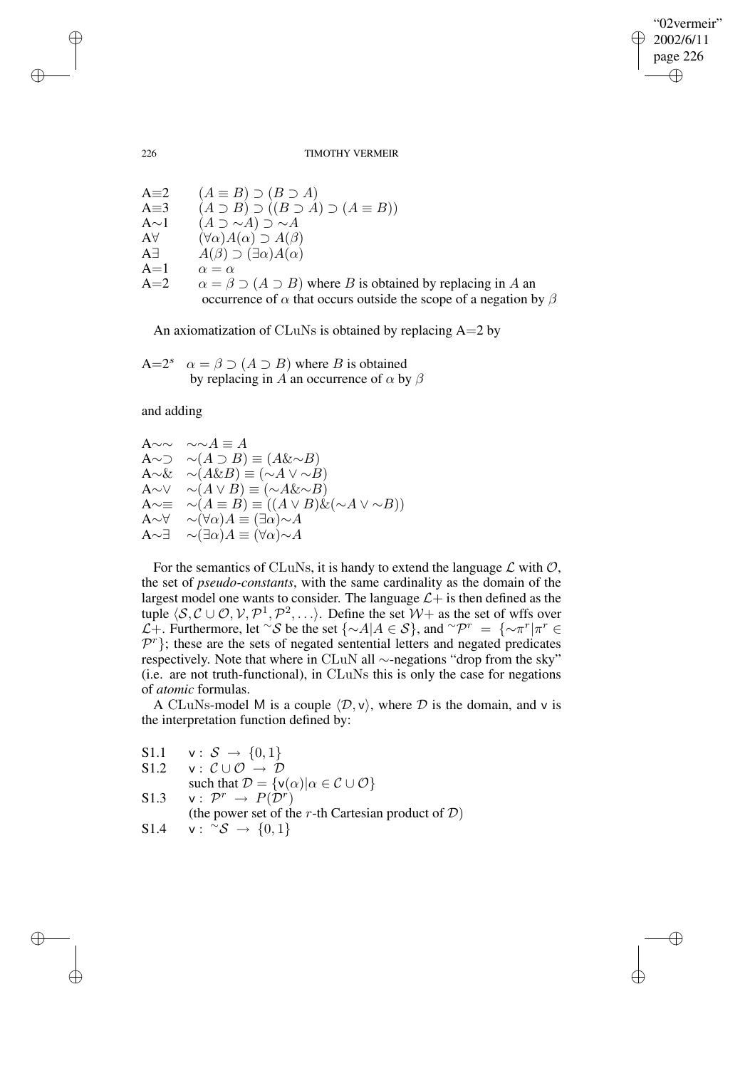A≡2 $(A \equiv B) \supset (B \supset A)$
A≡3 $(A \supset B) \supset ((B \supset A) \supset (A \equiv B))$
A∼1 $(A \supset {\sim}A) \supset {\sim}A$
A∀ $(\forall\alpha)A(\alpha) \supset A(\beta)$
A∃ $A(\beta) \supset (\exists\alpha)A(\alpha)$
A=1 $\alpha = \alpha$
A=2 $\alpha = \beta \supset (A \supset B)$ where $B$ is obtained by replacing in $A$ an occurrence of $\alpha$ that occurs outside the scope of a negation by $\beta$

An axiomatization of CLuNs is obtained by replacing A=2 by

A=2$^s$ $\alpha = \beta \supset (A \supset B)$ where $B$ is obtained by replacing in $A$ an occurrence of $\alpha$ by $\beta$

and adding

A∼∼ ${\sim}{\sim}A \equiv A$
A∼⊃ ${\sim}(A \supset B) \equiv (A \& {\sim}B)$
A∼& ${\sim}(A \& B) \equiv ({\sim}A \vee {\sim}B)$
A∼∨ ${\sim}(A \vee B) \equiv ({\sim}A \& {\sim}B)$
A∼≡ ${\sim}(A \equiv B) \equiv ((A \vee B) \& ({\sim}A \vee {\sim}B))$
A∼∀ ${\sim}(\forall\alpha)A \equiv (\exists\alpha){\sim}A$
A∼∃ ${\sim}(\exists\alpha)A \equiv (\forall\alpha){\sim}A$

For the semantics of CLuNs, it is handy to extend the language $\mathcal{L}$ with $\mathcal{O}$, the set of *pseudo-constants*, with the same cardinality as the domain of the largest model one wants to consider. The language $\mathcal{L}+$ is then defined as the tuple $\langle \mathcal{S}, \mathcal{C} \cup \mathcal{O}, \mathcal{V}, \mathcal{P}^1, \mathcal{P}^2, \ldots \rangle$. Define the set $\mathcal{W}+$ as the set of wffs over $\mathcal{L}+$. Furthermore, let ${}^{\sim}\mathcal{S}$ be the set $\{{\sim}A | A \in \mathcal{S}\}$, and ${}^{\sim}\mathcal{P}^r = \{{\sim}\pi^r | \pi^r \in \mathcal{P}^r\}$; these are the sets of negated sentential letters and negated predicates respectively. Note that where in CLuN all ∼-negations "drop from the sky" (i.e. are not truth-functional), in CLuNs this is only the case for negations of *atomic* formulas.

A CLuNs-model M is a couple $\langle \mathcal{D}, \mathsf{v} \rangle$, where $\mathcal{D}$ is the domain, and $\mathsf{v}$ is the interpretation function defined by:

S1.1 $\mathsf{v} : \mathcal{S} \rightarrow \{0, 1\}$
S1.2 $\mathsf{v} : \mathcal{C} \cup \mathcal{O} \rightarrow \mathcal{D}$
such that $\mathcal{D} = \{\mathsf{v}(\alpha) | \alpha \in \mathcal{C} \cup \mathcal{O}\}$
S1.3 $\mathsf{v} : \mathcal{P}^r \rightarrow P(\mathcal{D}^r)$
(the power set of the $r$-th Cartesian product of $\mathcal{D}$)
S1.4 $\mathsf{v} : {}^{\sim}\mathcal{S} \rightarrow \{0, 1\}$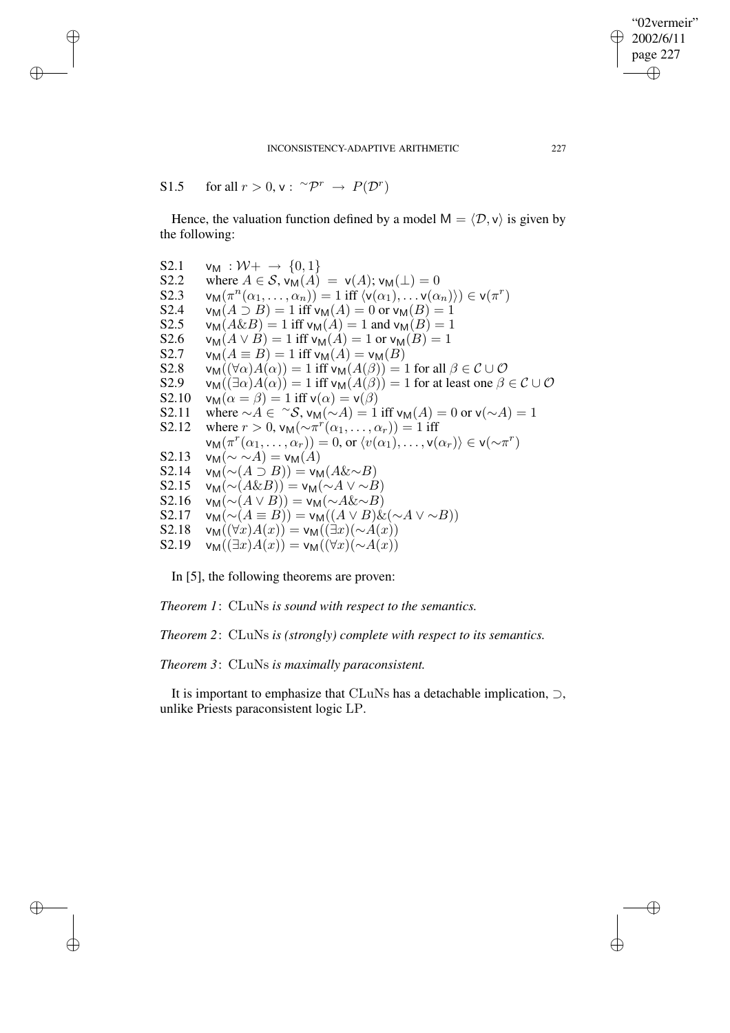S1.5 for all $r > 0$, $\mathsf{v} : {}^{\sim}\mathcal{P}^r \rightarrow P(\mathcal{D}^r)$

Hence, the valuation function defined by a model $\mathsf{M} = \langle \mathcal{D}, \mathsf{v} \rangle$ is given by the following:

S2.1 $\mathsf{v_M} : \mathcal{W}+ \rightarrow \{0, 1\}$

S2.2 where $A \in \mathcal{S}$, $\mathsf{v_M}(A) = \mathsf{v}(A)$; $\mathsf{v_M}(\bot) = 0$

S2.3 $\mathsf{v_M}(\pi^n(\alpha_1, \ldots, \alpha_n)) = 1$ iff $\langle \mathsf{v}(\alpha_1), \ldots \mathsf{v}(\alpha_n) \rangle) \in \mathsf{v}(\pi^r)$

S2.4 $\mathsf{v_M}(A \supset B) = 1$ iff $\mathsf{v_M}(A) = 0$ or $\mathsf{v_M}(B) = 1$

S2.5 $\mathsf{v_M}(A \& B) = 1$ iff $\mathsf{v_M}(A) = 1$ and $\mathsf{v_M}(B) = 1$

S2.6 $\mathsf{v_M}(A \vee B) = 1$ iff $\mathsf{v_M}(A) = 1$ or $\mathsf{v_M}(B) = 1$

S2.7 $\mathsf{v_M}(A \equiv B) = 1$ iff $\mathsf{v_M}(A) = \mathsf{v_M}(B)$

S2.8 $\mathsf{v_M}((\forall \alpha) A(\alpha)) = 1$ iff $\mathsf{v_M}(A(\beta)) = 1$ for all $\beta \in \mathcal{C} \cup \mathcal{O}$

S2.9 $\mathsf{v_M}((\exists \alpha) A(\alpha)) = 1$ iff $\mathsf{v_M}(A(\beta)) = 1$ for at least one $\beta \in \mathcal{C} \cup \mathcal{O}$

S2.10 $\mathsf{v_M}(\alpha = \beta) = 1$ iff $\mathsf{v}(\alpha) = \mathsf{v}(\beta)$

S2.11 where $\sim A \in {}^{\sim}\mathcal{S}$, $\mathsf{v_M}(\sim A) = 1$ iff $\mathsf{v_M}(A) = 0$ or $\mathsf{v}(\sim A) = 1$

S2.12 where $r > 0$, $\mathsf{v_M}(\sim \pi^r(\alpha_1, \ldots, \alpha_r)) = 1$ iff
$\mathsf{v_M}(\pi^r(\alpha_1, \ldots, \alpha_r)) = 0$, or $\langle v(\alpha_1), \ldots, \mathsf{v}(\alpha_r) \rangle \in \mathsf{v}(\sim \pi^r)$

S2.13 $\mathsf{v_M}(\sim \sim A) = \mathsf{v_M}(A)$

S2.14 $\mathsf{v_M}(\sim(A \supset B)) = \mathsf{v_M}(A \& \sim B)$

S2.15 $\mathsf{v_M}(\sim(A \& B)) = \mathsf{v_M}(\sim A \vee \sim B)$

S2.16 $\mathsf{v_M}(\sim(A \vee B)) = \mathsf{v_M}(\sim A \& \sim B)$

S2.17 $\mathsf{v_M}(\sim(A \equiv B)) = \mathsf{v_M}((A \vee B) \& (\sim A \vee \sim B))$

S2.18 $\mathsf{v_M}((\forall x) A(x)) = \mathsf{v_M}((\exists x)(\sim A(x))$

S2.19 $\mathsf{v_M}((\exists x) A(x)) = \mathsf{v_M}((\forall x)(\sim A(x))$

In [5], the following theorems are proven:

*Theorem 1*: CLuNs *is sound with respect to the semantics.*

*Theorem 2*: CLuNs *is (strongly) complete with respect to its semantics.*

*Theorem 3*: CLuNs *is maximally paraconsistent.*

It is important to emphasize that CLuNs has a detachable implication, $\supset$, unlike Priests paraconsistent logic LP.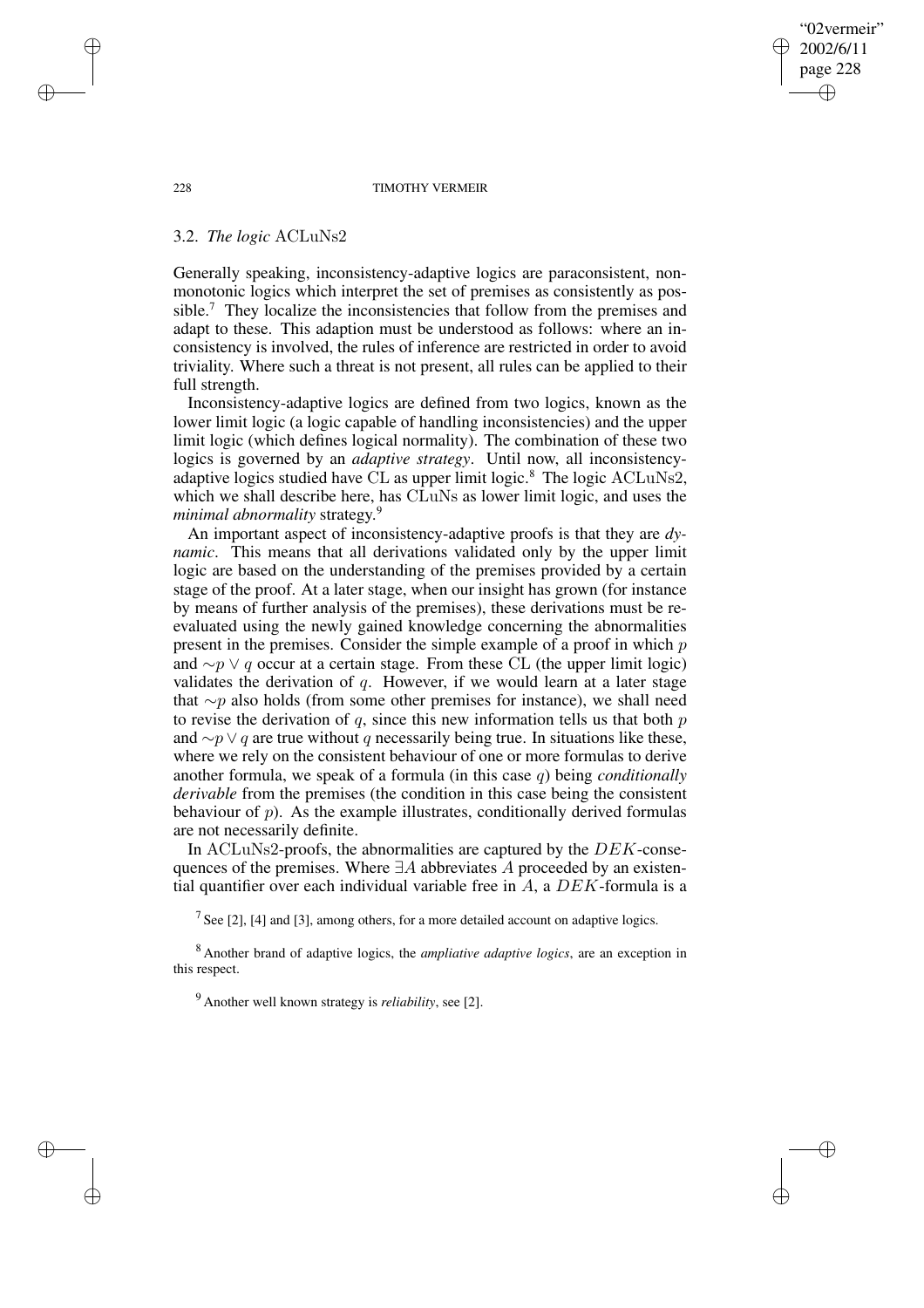### 3.2. *The logic* ACLuNs2

Generally speaking, inconsistency-adaptive logics are paraconsistent, nonmonotonic logics which interpret the set of premises as consistently as possible.[7] They localize the inconsistencies that follow from the premises and adapt to these. This adaption must be understood as follows: where an inconsistency is involved, the rules of inference are restricted in order to avoid triviality. Where such a threat is not present, all rules can be applied to their full strength.

Inconsistency-adaptive logics are defined from two logics, known as the lower limit logic (a logic capable of handling inconsistencies) and the upper limit logic (which defines logical normality). The combination of these two logics is governed by an *adaptive strategy*. Until now, all inconsistency-adaptive logics studied have CL as upper limit logic.[8] The logic ACLuNs2, which we shall describe here, has CLuNs as lower limit logic, and uses the *minimal abnormality* strategy.[9]

An important aspect of inconsistency-adaptive proofs is that they are *dynamic*. This means that all derivations validated only by the upper limit logic are based on the understanding of the premises provided by a certain stage of the proof. At a later stage, when our insight has grown (for instance by means of further analysis of the premises), these derivations must be re-evaluated using the newly gained knowledge concerning the abnormalities present in the premises. Consider the simple example of a proof in which $p$ and $\sim p \vee q$ occur at a certain stage. From these CL (the upper limit logic) validates the derivation of $q$. However, if we would learn at a later stage that $\sim p$ also holds (from some other premises for instance), we shall need to revise the derivation of $q$, since this new information tells us that both $p$ and $\sim p \vee q$ are true without $q$ necessarily being true. In situations like these, where we rely on the consistent behaviour of one or more formulas to derive another formula, we speak of a formula (in this case $q$) being *conditionally derivable* from the premises (the condition in this case being the consistent behaviour of $p$). As the example illustrates, conditionally derived formulas are not necessarily definite.

In ACLuNs2-proofs, the abnormalities are captured by the $DEK$-consequences of the premises. Where $\exists A$ abbreviates $A$ proceeded by an existential quantifier over each individual variable free in $A$, a $DEK$-formula is a

[7] See [2], [4] and [3], among others, for a more detailed account on adaptive logics.

[8] Another brand of adaptive logics, the *ampliative adaptive logics*, are an exception in this respect.

[9] Another well known strategy is *reliability*, see [2].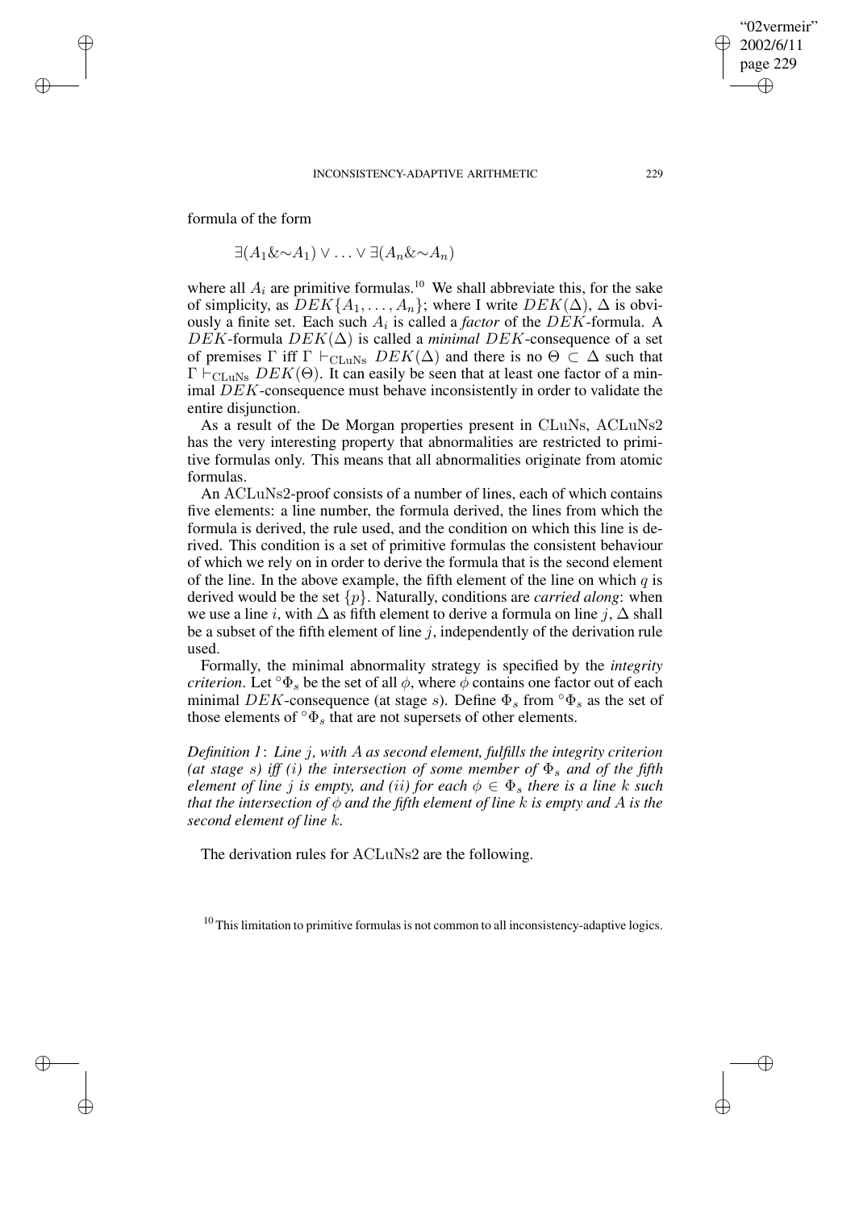formula of the form

$$\exists(A_1 \& {\sim}A_1) \vee \ldots \vee \exists(A_n \& {\sim}A_n)$$

where all $A_i$ are primitive formulas.[10] We shall abbreviate this, for the sake of simplicity, as $DEK\{A_1, \ldots, A_n\}$; where I write $DEK(\Delta)$, $\Delta$ is obviously a finite set. Each such $A_i$ is called a *factor* of the $DEK$-formula. A $DEK$-formula $DEK(\Delta)$ is called a *minimal* $DEK$-consequence of a set of premises $\Gamma$ iff $\Gamma \vdash_{\text{CLuNs}} DEK(\Delta)$ and there is no $\Theta \subset \Delta$ such that $\Gamma \vdash_{\text{CLuNs}} DEK(\Theta)$. It can easily be seen that at least one factor of a minimal $DEK$-consequence must behave inconsistently in order to validate the entire disjunction.

As a result of the De Morgan properties present in CLuNs, ACLuNs2 has the very interesting property that abnormalities are restricted to primitive formulas only. This means that all abnormalities originate from atomic formulas.

An ACLuNs2-proof consists of a number of lines, each of which contains five elements: a line number, the formula derived, the lines from which the formula is derived, the rule used, and the condition on which this line is derived. This condition is a set of primitive formulas the consistent behaviour of which we rely on in order to derive the formula that is the second element of the line. In the above example, the fifth element of the line on which $q$ is derived would be the set $\{p\}$. Naturally, conditions are *carried along*: when we use a line $i$, with $\Delta$ as fifth element to derive a formula on line $j$, $\Delta$ shall be a subset of the fifth element of line $j$, independently of the derivation rule used.

Formally, the minimal abnormality strategy is specified by the *integrity criterion*. Let ${}^{\circ}\Phi_s$ be the set of all $\phi$, where $\phi$ contains one factor out of each minimal $DEK$-consequence (at stage $s$). Define $\Phi_s$ from ${}^{\circ}\Phi_s$ as the set of those elements of ${}^{\circ}\Phi_s$ that are not supersets of other elements.

*Definition 1*: *Line $j$, with $A$ as second element, fulfills the integrity criterion (at stage $s$) iff ($i$) the intersection of some member of $\Phi_s$ and of the fifth element of line $j$ is empty, and ($ii$) for each $\phi \in \Phi_s$ there is a line $k$ such that the intersection of $\phi$ and the fifth element of line $k$ is empty and $A$ is the second element of line $k$.*

The derivation rules for ACLuNs2 are the following.

[10] This limitation to primitive formulas is not common to all inconsistency-adaptive logics.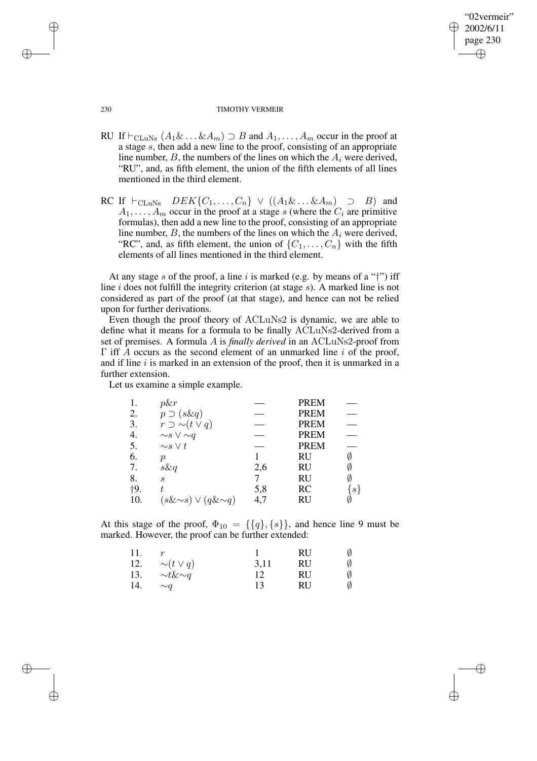RU If $\vdash_{\text{CLuNs}} (A_1\& \ldots \& A_m) \supset B$ and $A_1, \ldots, A_m$ occur in the proof at a stage $s$, then add a new line to the proof, consisting of an appropriate line number, $B$, the numbers of the lines on which the $A_i$ were derived, "RU", and, as fifth element, the union of the fifth elements of all lines mentioned in the third element.

RC If $\vdash_{\text{CLuNs}} \; DEK\{C_1, \ldots, C_n\} \vee ((A_1\& \ldots \& A_m) \supset B)$ and $A_1, \ldots, A_m$ occur in the proof at a stage $s$ (where the $C_i$ are primitive formulas), then add a new line to the proof, consisting of an appropriate line number, $B$, the numbers of the lines on which the $A_i$ were derived, "RC", and, as fifth element, the union of $\{C_1, \ldots, C_n\}$ with the fifth elements of all lines mentioned in the third element.

At any stage $s$ of the proof, a line $i$ is marked (e.g. by means of a "†") iff line $i$ does not fulfill the integrity criterion (at stage $s$). A marked line is not considered as part of the proof (at that stage), and hence can not be relied upon for further derivations.

Even though the proof theory of ACLuNs2 is dynamic, we are able to define what it means for a formula to be finally ACLuNs2-derived from a set of premises. A formula $A$ is *finally derived* in an ACLuNs2-proof from $\Gamma$ iff $A$ occurs as the second element of an unmarked line $i$ of the proof, and if line $i$ is marked in an extension of the proof, then it is unmarked in a further extension.

Let us examine a simple example.

| | | | | |
|---|---|---|---|---|
| 1. | $p\&r$ | — | PREM | — |
| 2. | $p \supset (s\&q)$ | — | PREM | — |
| 3. | $r \supset \sim(t \vee q)$ | — | PREM | — |
| 4. | $\sim s \vee \sim q$ | — | PREM | — |
| 5. | $\sim s \vee t$ | — | PREM | — |
| 6. | $p$ | 1 | RU | $\emptyset$ |
| 7. | $s\&q$ | 2,6 | RU | $\emptyset$ |
| 8. | $s$ | 7 | RU | $\emptyset$ |
| †9. | $t$ | 5,8 | RC | $\{s\}$ |
| 10. | $(s\&\sim s) \vee (q\&\sim q)$ | 4,7 | RU | $\emptyset$ |

At this stage of the proof, $\Phi_{10} = \{\{q\}, \{s\}\}$, and hence line 9 must be marked. However, the proof can be further extended:

| | | | | |
|---|---|---|---|---|
| 11. | $r$ | 1 | RU | $\emptyset$ |
| 12. | $\sim(t \vee q)$ | 3,11 | RU | $\emptyset$ |
| 13. | $\sim t\&\sim q$ | 12 | RU | $\emptyset$ |
| 14. | $\sim q$ | 13 | RU | $\emptyset$ |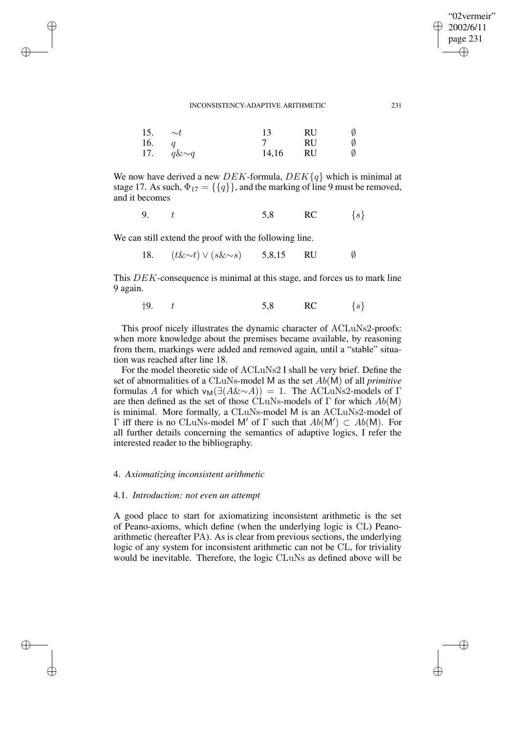| | | | | |
|---|---|---|---|---|
| 15. | $\sim t$ | 13 | RU | $\emptyset$ |
| 16. | $q$ | 7 | RU | $\emptyset$ |
| 17. | $q\&\sim q$ | 14,16 | RU | $\emptyset$ |

We now have derived a new $DEK$-formula, $DEK\{q\}$ which is minimal at stage 17. As such, $\Phi_{17} = \{\{q\}\}$, and the marking of line 9 must be removed, and it becomes

| | | | | |
|---|---|---|---|---|
| 9. | $t$ | 5,8 | RC | $\{s\}$ |

We can still extend the proof with the following line.

| | | | | |
|---|---|---|---|---|
| 18. | $(t\&\sim t) \vee (s\&\sim s)$ | 5,8,15 | RU | $\emptyset$ |

This $DEK$-consequence is minimal at this stage, and forces us to mark line 9 again.

| | | | | |
|---|---|---|---|---|
| †9. | $t$ | 5,8 | RC | $\{s\}$ |

This proof nicely illustrates the dynamic character of ACLuNs2-proofs: when more knowledge about the premises became available, by reasoning from them, markings were added and removed again, until a "stable" situation was reached after line 18.

For the model theoretic side of ACLuNs2 I shall be very brief. Define the set of abnormalities of a CLuNs-model M as the set $Ab(\mathsf{M})$ of all *primitive* formulas $A$ for which $\mathsf{v}_\mathsf{M}(\exists(A\&\sim A)) = 1$. The ACLuNs2-models of $\Gamma$ are then defined as the set of those CLuNs-models of $\Gamma$ for which $Ab(\mathsf{M})$ is minimal. More formally, a CLuNs-model M is an ACLuNs2-model of $\Gamma$ iff there is no CLuNs-model M′ of $\Gamma$ such that $Ab(\mathsf{M}') \subset Ab(\mathsf{M})$. For all further details concerning the semantics of adaptive logics, I refer the interested reader to the bibliography.

## 4. *Axiomatizing inconsistent arithmetic*

### 4.1. *Introduction: not even an attempt*

A good place to start for axiomatizing inconsistent arithmetic is the set of Peano-axioms, which define (when the underlying logic is CL) Peano-arithmetic (hereafter PA). As is clear from previous sections, the underlying logic of any system for inconsistent arithmetic can not be CL, for triviality would be inevitable. Therefore, the logic CLuNs as defined above will be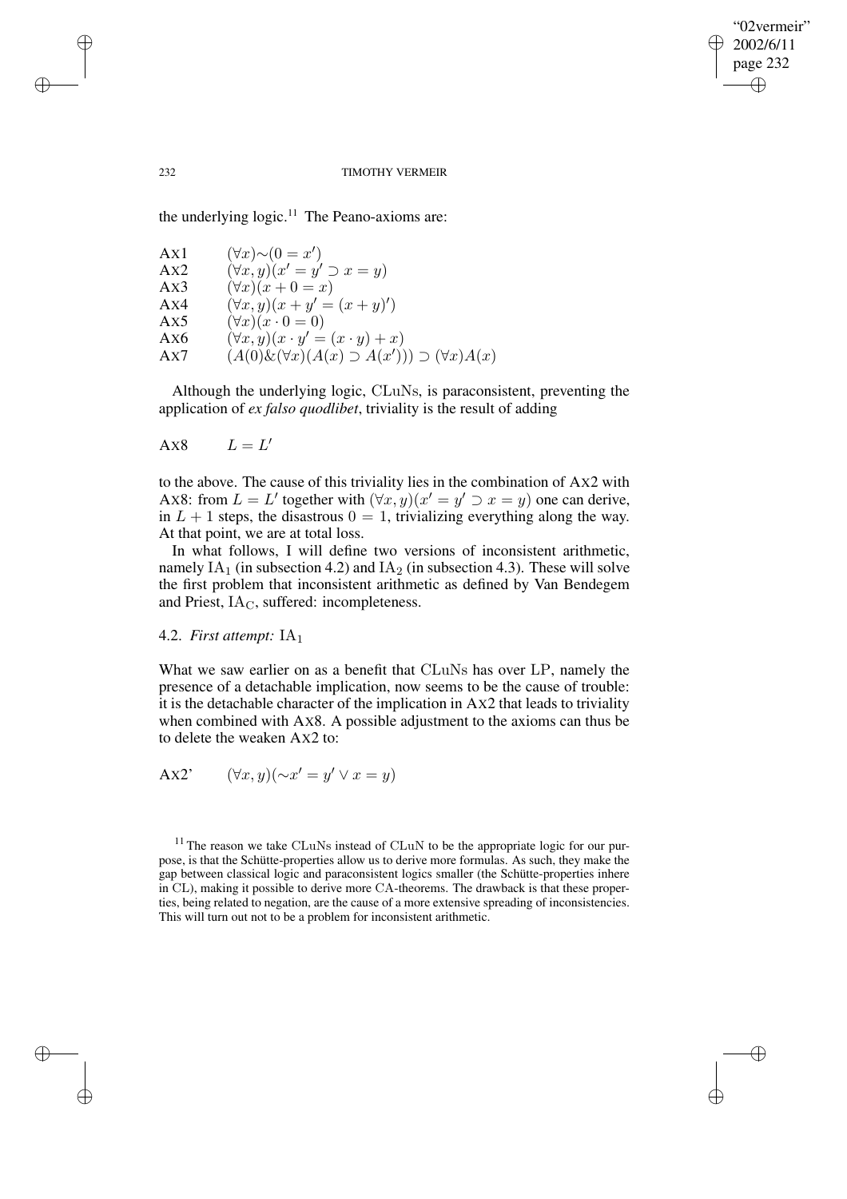the underlying logic.[11] The Peano-axioms are:

| | |
|---|---|
| Ax1 | $(\forall x)\sim(0 = x')$ |
| Ax2 | $(\forall x, y)(x' = y' \supset x = y)$ |
| Ax3 | $(\forall x)(x + 0 = x)$ |
| Ax4 | $(\forall x, y)(x + y' = (x + y)')$ |
| Ax5 | $(\forall x)(x \cdot 0 = 0)$ |
| Ax6 | $(\forall x, y)(x \cdot y' = (x \cdot y) + x)$ |
| Ax7 | $(A(0) \& (\forall x)(A(x) \supset A(x'))) \supset (\forall x)A(x)$ |

Although the underlying logic, CLuNs, is paraconsistent, preventing the application of *ex falso quodlibet*, triviality is the result of adding

Ax8 $\quad L = L'$

to the above. The cause of this triviality lies in the combination of Ax2 with Ax8: from $L = L'$ together with $(\forall x, y)(x' = y' \supset x = y)$ one can derive, in $L + 1$ steps, the disastrous $0 = 1$, trivializing everything along the way. At that point, we are at total loss.

In what follows, I will define two versions of inconsistent arithmetic, namely $\mathrm{IA}_1$ (in subsection 4.2) and $\mathrm{IA}_2$ (in subsection 4.3). These will solve the first problem that inconsistent arithmetic as defined by Van Bendegem and Priest, $\mathrm{IA}_\mathrm{C}$, suffered: incompleteness.

### 4.2. *First attempt:* $\mathrm{IA}_1$

What we saw earlier on as a benefit that CLuNs has over LP, namely the presence of a detachable implication, now seems to be the cause of trouble: it is the detachable character of the implication in Ax2 that leads to triviality when combined with Ax8. A possible adjustment to the axioms can thus be to delete the weaken Ax2 to:

Ax2' $\quad (\forall x, y)(\sim x' = y' \vee x = y)$

[11] The reason we take CLuNs instead of CLuN to be the appropriate logic for our purpose, is that the Schütte-properties allow us to derive more formulas. As such, they make the gap between classical logic and paraconsistent logics smaller (the Schütte-properties inhere in CL), making it possible to derive more CA-theorems. The drawback is that these properties, being related to negation, are the cause of a more extensive spreading of inconsistencies. This will turn out not to be a problem for inconsistent arithmetic.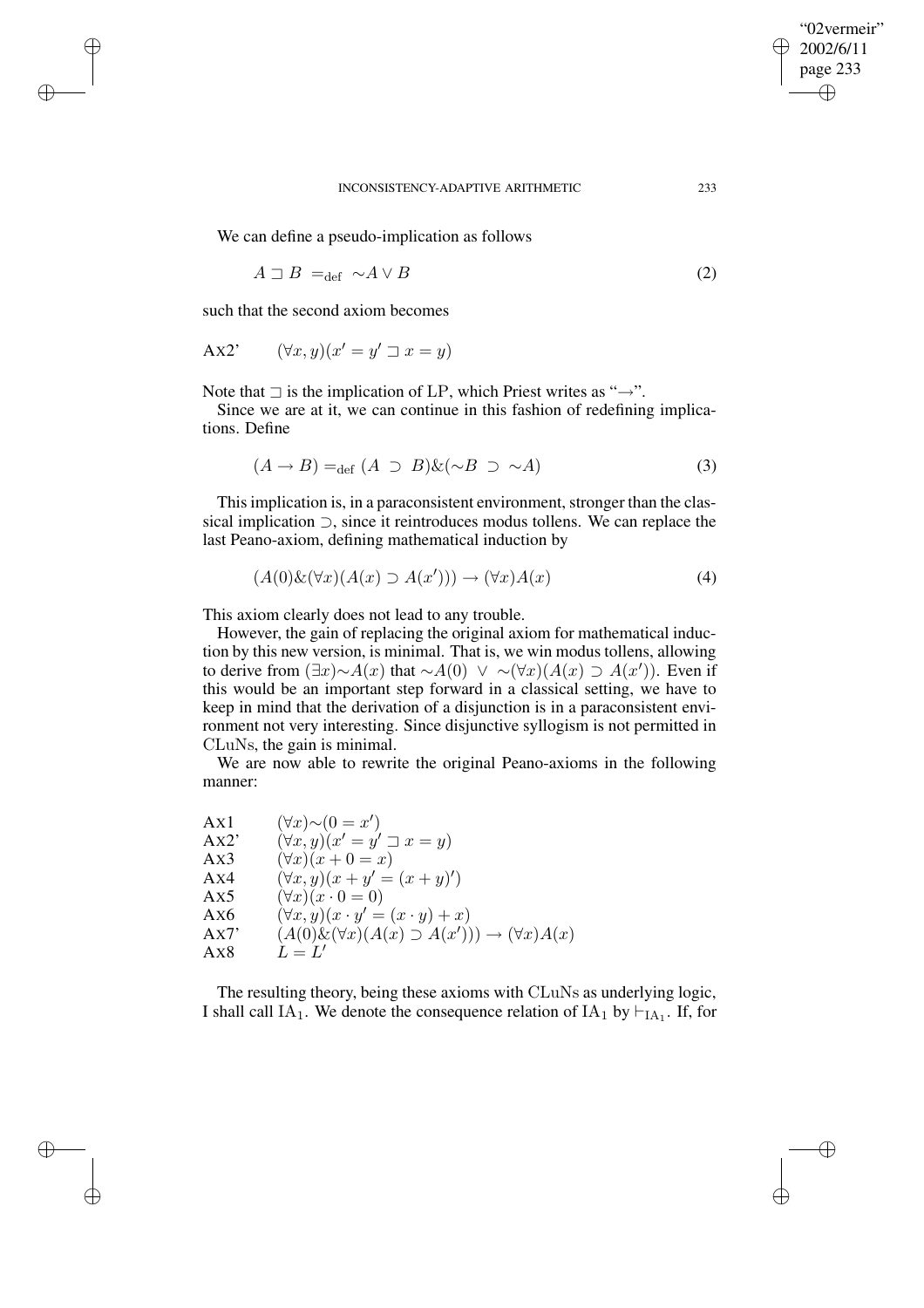We can define a pseudo-implication as follows

$$A \sqsupset B =_{\text{def}} \sim A \vee B \tag{2}$$

such that the second axiom becomes

Ax2' $\quad (\forall x, y)(x' = y' \sqsupset x = y)$

Note that $\sqsupset$ is the implication of LP, which Priest writes as "$\rightarrow$".

Since we are at it, we can continue in this fashion of redefining implications. Define

$$(A \rightarrow B) =_{\text{def}} (A \supset B) \& (\sim B \supset \sim A) \tag{3}$$

This implication is, in a paraconsistent environment, stronger than the classical implication $\supset$, since it reintroduces modus tollens. We can replace the last Peano-axiom, defining mathematical induction by

$$(A(0) \& (\forall x)(A(x) \supset A(x'))) \rightarrow (\forall x)A(x) \tag{4}$$

This axiom clearly does not lead to any trouble.

However, the gain of replacing the original axiom for mathematical induction by this new version, is minimal. That is, we win modus tollens, allowing to derive from $(\exists x){\sim}A(x)$ that ${\sim}A(0) \ \vee\ {\sim}(\forall x)(A(x) \supset A(x'))$. Even if this would be an important step forward in a classical setting, we have to keep in mind that the derivation of a disjunction is in a paraconsistent environment not very interesting. Since disjunctive syllogism is not permitted in CLuNs, the gain is minimal.

We are now able to rewrite the original Peano-axioms in the following manner:

Ax1 $\quad (\forall x){\sim}(0 = x')$
Ax2' $\quad (\forall x, y)(x' = y' \sqsupset x = y)$
Ax3 $\quad (\forall x)(x + 0 = x)$
Ax4 $\quad (\forall x, y)(x + y' = (x + y)')$
Ax5 $\quad (\forall x)(x \cdot 0 = 0)$
Ax6 $\quad (\forall x, y)(x \cdot y' = (x \cdot y) + x)$
Ax7' $\quad (A(0) \& (\forall x)(A(x) \supset A(x'))) \rightarrow (\forall x)A(x)$
Ax8 $\quad L = L'$

The resulting theory, being these axioms with CLuNs as underlying logic, I shall call $\text{IA}_1$. We denote the consequence relation of $\text{IA}_1$ by $\vdash_{\text{IA}_1}$. If, for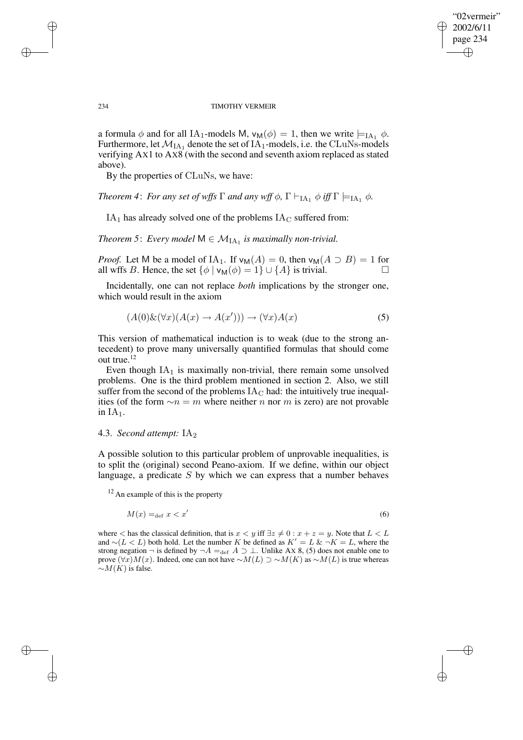a formula $\phi$ and for all $\mathrm{IA}_1$-models $\mathsf{M}$, $\mathsf{v}_\mathsf{M}(\phi) = 1$, then we write $\models_{\mathrm{IA}_1} \phi$. Furthermore, let $\mathcal{M}_{\mathrm{IA}_1}$ denote the set of $\mathrm{IA}_1$-models, i.e. the CLuNs-models verifying AX1 to AX8 (with the second and seventh axiom replaced as stated above).

By the properties of CLuNs, we have:

*Theorem 4*: *For any set of wffs $\Gamma$ and any wff $\phi$, $\Gamma \vdash_{\mathrm{IA}_1} \phi$ iff $\Gamma \models_{\mathrm{IA}_1} \phi$.*

$\mathrm{IA}_1$ has already solved one of the problems $\mathrm{IA}_\mathrm{C}$ suffered from:

*Theorem 5*: *Every model $\mathsf{M} \in \mathcal{M}_{\mathrm{IA}_1}$ is maximally non-trivial.*

*Proof.* Let $\mathsf{M}$ be a model of $\mathrm{IA}_1$. If $\mathsf{v}_\mathsf{M}(A) = 0$, then $\mathsf{v}_\mathsf{M}(A \supset B) = 1$ for all wffs $B$. Hence, the set $\{\phi \mid \mathsf{v}_\mathsf{M}(\phi) = 1\} \cup \{A\}$ is trivial. □

Incidentally, one can not replace *both* implications by the stronger one, which would result in the axiom

$$(A(0)\&(\forall x)(A(x) \to A(x'))) \to (\forall x)A(x) \tag{5}$$

This version of mathematical induction is to weak (due to the strong antecedent) to prove many universally quantified formulas that should come out true.[12]

Even though $\mathrm{IA}_1$ is maximally non-trivial, there remain some unsolved problems. One is the third problem mentioned in section 2. Also, we still suffer from the second of the problems $\mathrm{IA}_\mathrm{C}$ had: the intuitively true inequalities (of the form $\sim n = m$ where neither $n$ nor $m$ is zero) are not provable in $\mathrm{IA}_1$.

### 4.3. *Second attempt:* $\mathrm{IA}_2$

A possible solution to this particular problem of unprovable inequalities, is to split the (original) second Peano-axiom. If we define, within our object language, a predicate $S$ by which we can express that a number behaves

[12] An example of this is the property

$$M(x) =_{\mathrm{def}} x < x' \tag{6}$$

where $<$ has the classical definition, that is $x < y$ iff $\exists z \neq 0 : x + z = y$. Note that $L < L$ and $\sim(L < L)$ both hold. Let the number $K$ be defined as $K' = L \;\&\; \neg K = L$, where the strong negation $\neg$ is defined by $\neg A =_{\mathrm{def}} A \supset \bot$. Unlike AX 8, (5) does not enable one to prove $(\forall x)M(x)$. Indeed, one can not have $\sim M(L) \supset \sim M(K)$ as $\sim M(L)$ is true whereas $\sim M(K)$ is false.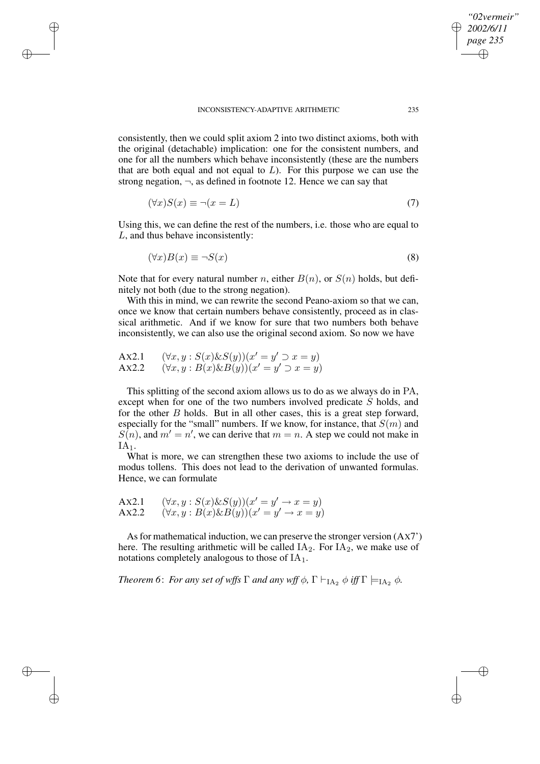consistently, then we could split axiom 2 into two distinct axioms, both with the original (detachable) implication: one for the consistent numbers, and one for all the numbers which behave inconsistently (these are the numbers that are both equal and not equal to $L$). For this purpose we can use the strong negation, $\neg$, as defined in footnote 12. Hence we can say that

$$(\forall x)S(x) \equiv \neg(x = L) \tag{7}$$

Using this, we can define the rest of the numbers, i.e. those who are equal to $L$, and thus behave inconsistently:

$$(\forall x)B(x) \equiv \neg S(x) \tag{8}$$

Note that for every natural number $n$, either $B(n)$, or $S(n)$ holds, but definitely not both (due to the strong negation).

With this in mind, we can rewrite the second Peano-axiom so that we can, once we know that certain numbers behave consistently, proceed as in classical arithmetic. And if we know for sure that two numbers both behave inconsistently, we can also use the original second axiom. So now we have

AX2.1 $\quad (\forall x, y : S(x)\&S(y))(x' = y' \supset x = y)$
AX2.2 $\quad (\forall x, y : B(x)\&B(y))(x' = y' \supset x = y)$

This splitting of the second axiom allows us to do as we always do in PA, except when for one of the two numbers involved predicate $S$ holds, and for the other $B$ holds. But in all other cases, this is a great step forward, especially for the "small" numbers. If we know, for instance, that $S(m)$ and $S(n)$, and $m' = n'$, we can derive that $m = n$. A step we could not make in $\text{IA}_1$.

What is more, we can strengthen these two axioms to include the use of modus tollens. This does not lead to the derivation of unwanted formulas. Hence, we can formulate

AX2.1 $\quad (\forall x, y : S(x)\&S(y))(x' = y' \rightarrow x = y)$
AX2.2 $\quad (\forall x, y : B(x)\&B(y))(x' = y' \rightarrow x = y)$

As for mathematical induction, we can preserve the stronger version (AX7') here. The resulting arithmetic will be called $\text{IA}_2$. For $\text{IA}_2$, we make use of notations completely analogous to those of $\text{IA}_1$.

*Theorem 6*: *For any set of wffs $\Gamma$ and any wff $\phi$, $\Gamma \vdash_{\text{IA}_2} \phi$ iff $\Gamma \models_{\text{IA}_2} \phi$.*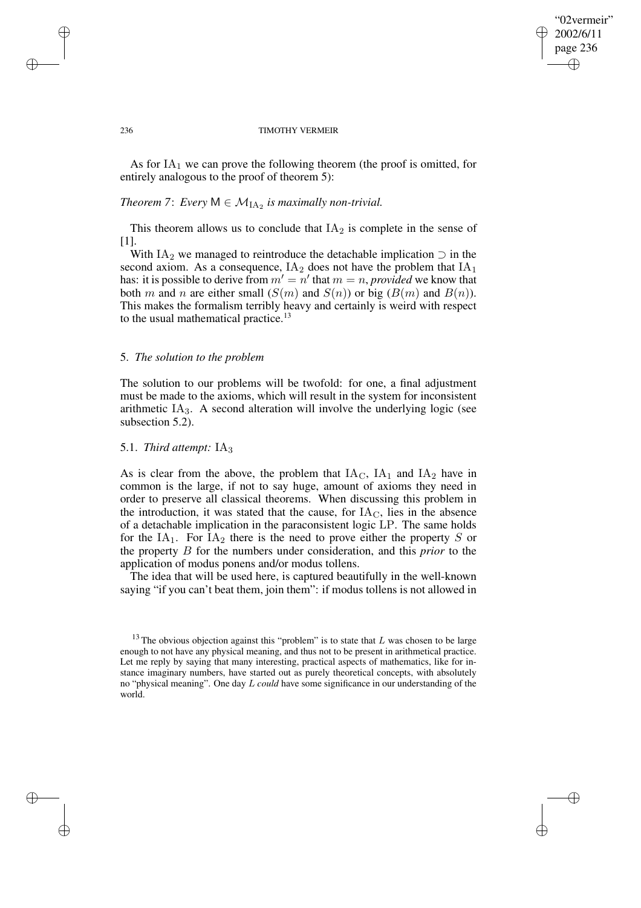As for $\mathrm{IA}_1$ we can prove the following theorem (the proof is omitted, for entirely analogous to the proof of theorem 5):

*Theorem 7*: *Every* $\mathsf{M} \in \mathcal{M}_{\mathrm{IA}_2}$ *is maximally non-trivial.*

This theorem allows us to conclude that $\mathrm{IA}_2$ is complete in the sense of [1].

With $\mathrm{IA}_2$ we managed to reintroduce the detachable implication $\supset$ in the second axiom. As a consequence, $\mathrm{IA}_2$ does not have the problem that $\mathrm{IA}_1$ has: it is possible to derive from $m' = n'$ that $m = n$, *provided* we know that both $m$ and $n$ are either small ($S(m)$ and $S(n)$) or big ($B(m)$ and $B(n)$). This makes the formalism terribly heavy and certainly is weird with respect to the usual mathematical practice.[13]

## 5. *The solution to the problem*

The solution to our problems will be twofold: for one, a final adjustment must be made to the axioms, which will result in the system for inconsistent arithmetic $\mathrm{IA}_3$. A second alteration will involve the underlying logic (see subsection 5.2).

### 5.1. *Third attempt:* $\mathrm{IA}_3$

As is clear from the above, the problem that $\mathrm{IA}_{\mathrm{C}}$, $\mathrm{IA}_1$ and $\mathrm{IA}_2$ have in common is the large, if not to say huge, amount of axioms they need in order to preserve all classical theorems. When discussing this problem in the introduction, it was stated that the cause, for $\mathrm{IA}_{\mathrm{C}}$, lies in the absence of a detachable implication in the paraconsistent logic LP. The same holds for the $\mathrm{IA}_1$. For $\mathrm{IA}_2$ there is the need to prove either the property $S$ or the property $B$ for the numbers under consideration, and this *prior* to the application of modus ponens and/or modus tollens.

The idea that will be used here, is captured beautifully in the well-known saying "if you can't beat them, join them": if modus tollens is not allowed in

[13] The obvious objection against this "problem" is to state that $L$ was chosen to be large enough to not have any physical meaning, and thus not to be present in arithmetical practice. Let me reply by saying that many interesting, practical aspects of mathematics, like for instance imaginary numbers, have started out as purely theoretical concepts, with absolutely no "physical meaning". One day $L$ *could* have some significance in our understanding of the world.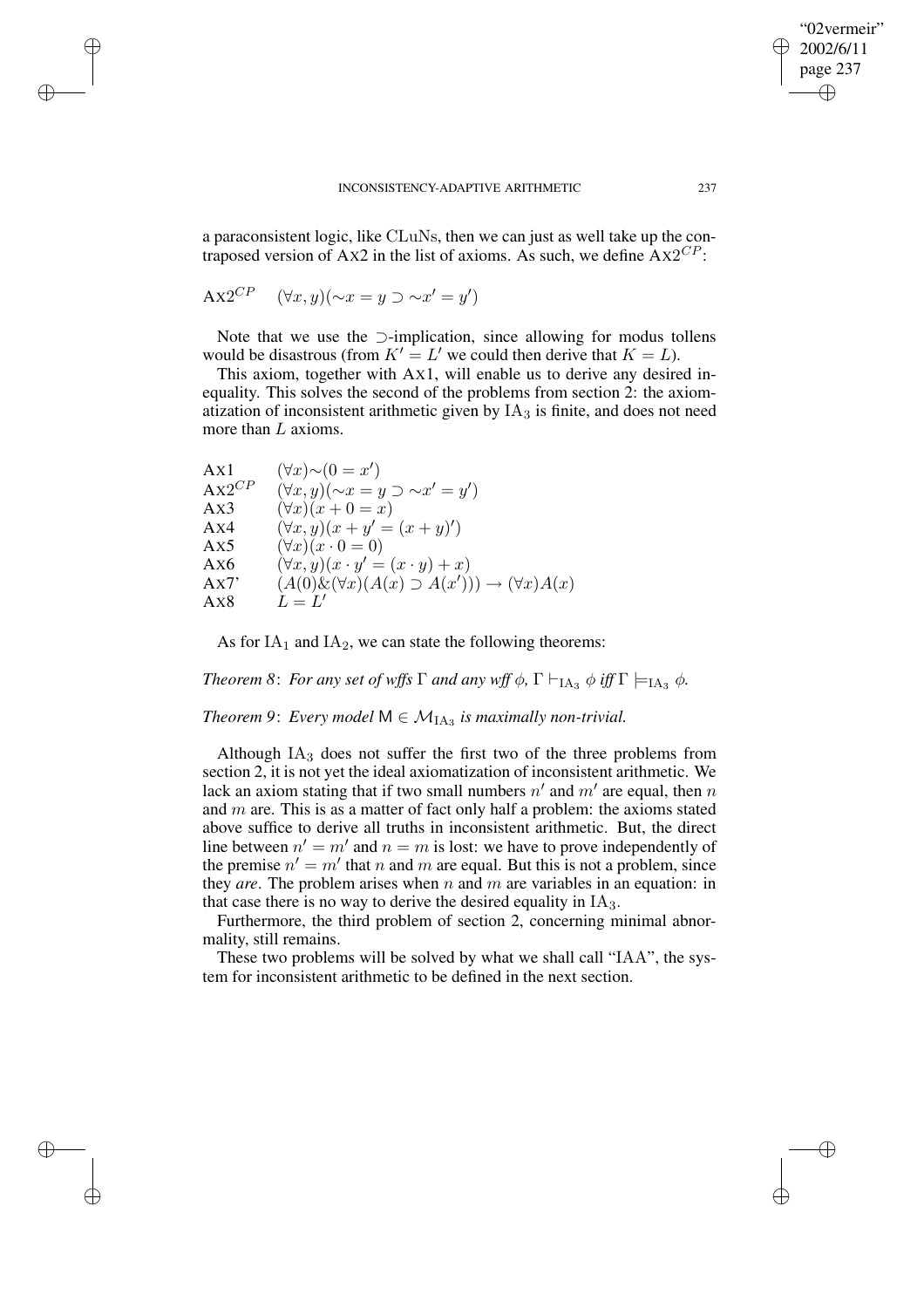a paraconsistent logic, like CLuNs, then we can just as well take up the contraposed version of Ax2 in the list of axioms. As such, we define $\text{Ax}2^{CP}$:

$$\text{Ax}2^{CP} \quad (\forall x, y)(\sim x = y \supset \sim x' = y')$$

Note that we use the $\supset$-implication, since allowing for modus tollens would be disastrous (from $K' = L'$ we could then derive that $K = L$).

This axiom, together with Ax1, will enable us to derive any desired inequality. This solves the second of the problems from section 2: the axiomatization of inconsistent arithmetic given by $\text{IA}_3$ is finite, and does not need more than $L$ axioms.

| | |
|---|---|
| Ax1 | $(\forall x)\sim(0 = x')$ |
| $\text{Ax}2^{CP}$ | $(\forall x, y)(\sim x = y \supset \sim x' = y')$ |
| Ax3 | $(\forall x)(x + 0 = x)$ |
| Ax4 | $(\forall x, y)(x + y' = (x + y)')$ |
| Ax5 | $(\forall x)(x \cdot 0 = 0)$ |
| Ax6 | $(\forall x, y)(x \cdot y' = (x \cdot y) + x)$ |
| Ax7' | $(A(0) \& (\forall x)(A(x) \supset A(x'))) \rightarrow (\forall x)A(x)$ |
| Ax8 | $L = L'$ |

As for $\text{IA}_1$ and $\text{IA}_2$, we can state the following theorems:

*Theorem 8*: *For any set of wffs $\Gamma$ and any wff $\phi$, $\Gamma \vdash_{\text{IA}_3} \phi$ iff $\Gamma \models_{\text{IA}_3} \phi$.*

*Theorem 9*: *Every model $\mathsf{M} \in \mathcal{M}_{\text{IA}_3}$ is maximally non-trivial.*

Although $\text{IA}_3$ does not suffer the first two of the three problems from section 2, it is not yet the ideal axiomatization of inconsistent arithmetic. We lack an axiom stating that if two small numbers $n'$ and $m'$ are equal, then $n$ and $m$ are. This is as a matter of fact only half a problem: the axioms stated above suffice to derive all truths in inconsistent arithmetic. But, the direct line between $n' = m'$ and $n = m$ is lost: we have to prove independently of the premise $n' = m'$ that $n$ and $m$ are equal. But this is not a problem, since they *are*. The problem arises when $n$ and $m$ are variables in an equation: in that case there is no way to derive the desired equality in $\text{IA}_3$.

Furthermore, the third problem of section 2, concerning minimal abnormality, still remains.

These two problems will be solved by what we shall call "IAA", the system for inconsistent arithmetic to be defined in the next section.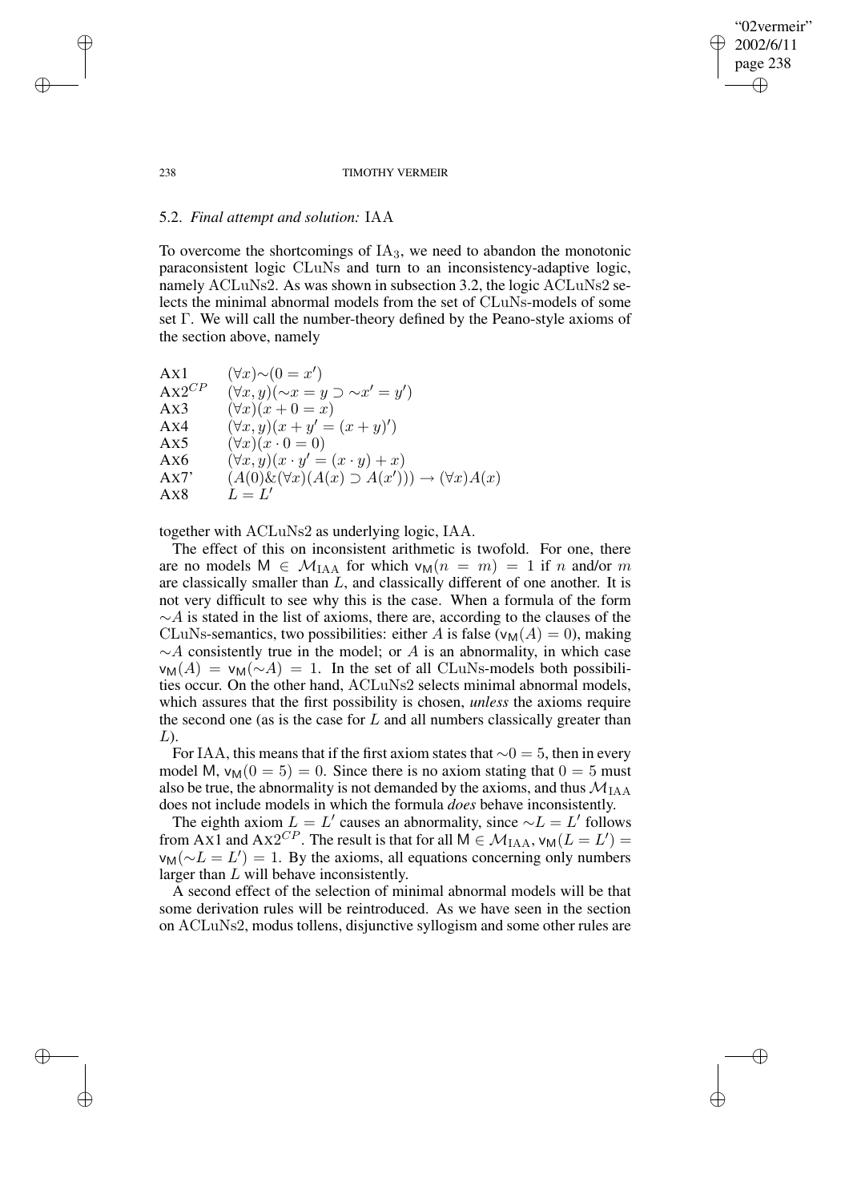### 5.2. *Final attempt and solution:* IAA

To overcome the shortcomings of $\text{IA}_3$, we need to abandon the monotonic paraconsistent logic CLuNs and turn to an inconsistency-adaptive logic, namely ACLuNs2. As was shown in subsection 3.2, the logic ACLuNs2 selects the minimal abnormal models from the set of CLuNs-models of some set $\Gamma$. We will call the number-theory defined by the Peano-style axioms of the section above, namely

| | |
|---|---|
| Ax1 | $(\forall x){\sim}(0 = x')$ |
| Ax$2^{CP}$ | $(\forall x, y)({\sim}x = y \supset {\sim}x' = y')$ |
| Ax3 | $(\forall x)(x + 0 = x)$ |
| Ax4 | $(\forall x, y)(x + y' = (x + y)')$ |
| Ax5 | $(\forall x)(x \cdot 0 = 0)$ |
| Ax6 | $(\forall x, y)(x \cdot y' = (x \cdot y) + x)$ |
| Ax7' | $(A(0) \& (\forall x)(A(x) \supset A(x'))) \to (\forall x)A(x)$ |
| Ax8 | $L = L'$ |

together with ACLuNs2 as underlying logic, IAA.

The effect of this on inconsistent arithmetic is twofold. For one, there are no models $\mathsf{M} \in \mathcal{M}_{\text{IAA}}$ for which $\mathsf{v}_\mathsf{M}(n = m) = 1$ if $n$ and/or $m$ are classically smaller than $L$, and classically different of one another. It is not very difficult to see why this is the case. When a formula of the form ${\sim}A$ is stated in the list of axioms, there are, according to the clauses of the CLuNs-semantics, two possibilities: either $A$ is false ($\mathsf{v}_\mathsf{M}(A) = 0$), making ${\sim}A$ consistently true in the model; or $A$ is an abnormality, in which case $\mathsf{v}_\mathsf{M}(A) = \mathsf{v}_\mathsf{M}({\sim}A) = 1$. In the set of all CLuNs-models both possibilities occur. On the other hand, ACLuNs2 selects minimal abnormal models, which assures that the first possibility is chosen, *unless* the axioms require the second one (as is the case for $L$ and all numbers classically greater than $L$).

For IAA, this means that if the first axiom states that ${\sim}0 = 5$, then in every model $\mathsf{M}$, $\mathsf{v}_\mathsf{M}(0 = 5) = 0$. Since there is no axiom stating that $0 = 5$ must also be true, the abnormality is not demanded by the axioms, and thus $\mathcal{M}_{\text{IAA}}$ does not include models in which the formula *does* behave inconsistently.

The eighth axiom $L = L'$ causes an abnormality, since ${\sim}L = L'$ follows from Ax1 and Ax$2^{CP}$. The result is that for all $\mathsf{M} \in \mathcal{M}_{\text{IAA}}$, $\mathsf{v}_\mathsf{M}(L = L') = \mathsf{v}_\mathsf{M}({\sim}L = L') = 1$. By the axioms, all equations concerning only numbers larger than $L$ will behave inconsistently.

A second effect of the selection of minimal abnormal models will be that some derivation rules will be reintroduced. As we have seen in the section on ACLuNs2, modus tollens, disjunctive syllogism and some other rules are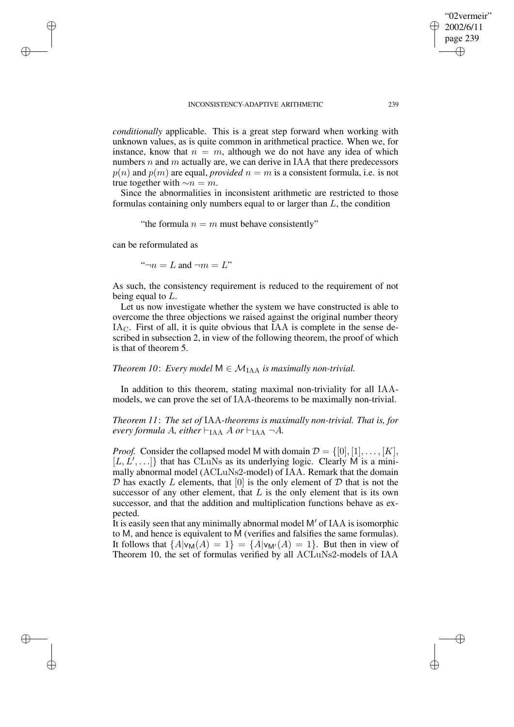*conditionally* applicable. This is a great step forward when working with unknown values, as is quite common in arithmetical practice. When we, for instance, know that $n = m$, although we do not have any idea of which numbers $n$ and $m$ actually are, we can derive in IAA that there predecessors $p(n)$ and $p(m)$ are equal, *provided* $n = m$ is a consistent formula, i.e. is not true together with $\sim n = m$.

Since the abnormalities in inconsistent arithmetic are restricted to those formulas containing only numbers equal to or larger than $L$, the condition

"the formula $n = m$ must behave consistently"

can be reformulated as

"$\neg n = L$ and $\neg m = L$"

As such, the consistency requirement is reduced to the requirement of not being equal to $L$.

Let us now investigate whether the system we have constructed is able to overcome the three objections we raised against the original number theory $\mathrm{IA_C}$. First of all, it is quite obvious that IAA is complete in the sense described in subsection 2, in view of the following theorem, the proof of which is that of theorem 5.

*Theorem 10*: *Every model* $\mathsf{M} \in \mathcal{M}_{\mathrm{IAA}}$ *is maximally non-trivial.*

In addition to this theorem, stating maximal non-triviality for all IAA-models, we can prove the set of IAA-theorems to be maximally non-trivial.

*Theorem 11*: *The set of* IAA*-theorems is maximally non-trivial. That is, for every formula* $A$*, either* $\vdash_{\mathrm{IAA}} A$ *or* $\vdash_{\mathrm{IAA}} \neg A$*.*

*Proof.* Consider the collapsed model M with domain $\mathcal{D} = \{[0], [1], \ldots, [K], [L, L', \ldots]\}$ that has CLuNs as its underlying logic. Clearly M is a minimally abnormal model (ACLuNs2-model) of IAA. Remark that the domain $\mathcal{D}$ has exactly $L$ elements, that $[0]$ is the only element of $\mathcal{D}$ that is not the successor of any other element, that $L$ is the only element that is its own successor, and that the addition and multiplication functions behave as expected.
It is easily seen that any minimally abnormal model $\mathsf{M}'$ of IAA is isomorphic to M, and hence is equivalent to M (verifies and falsifies the same formulas). It follows that $\{A|\mathsf{v_M}(A) = 1\} = \{A|\mathsf{v_{M'}}(A) = 1\}$. But then in view of Theorem 10, the set of formulas verified by all ACLuNs2-models of IAA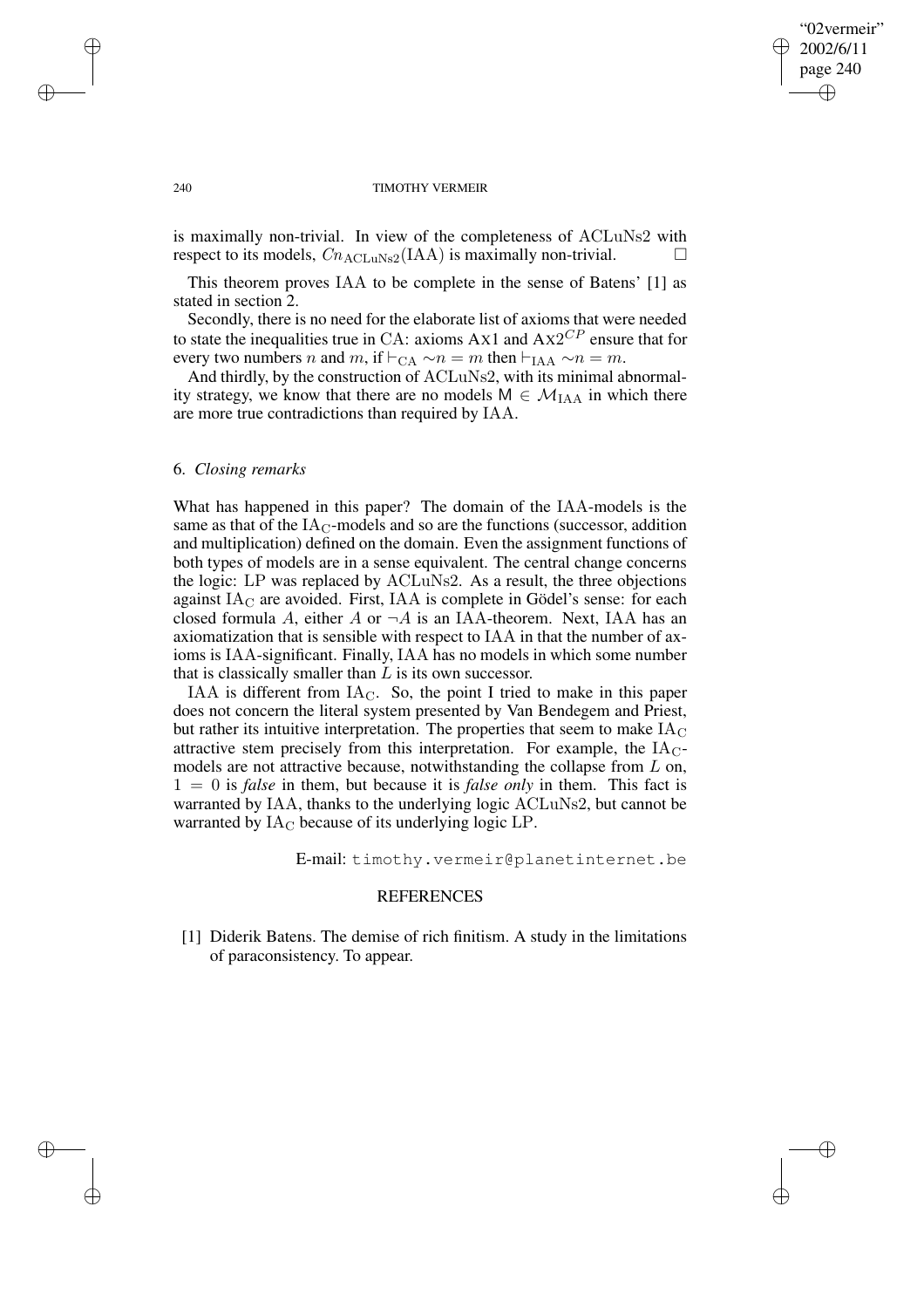is maximally non-trivial. In view of the completeness of ACLuNs2 with respect to its models, $Cn_{\mathrm{ACLuNs2}}(\mathrm{IAA})$ is maximally non-trivial. □

This theorem proves IAA to be complete in the sense of Batens' [1] as stated in section 2.

Secondly, there is no need for the elaborate list of axioms that were needed to state the inequalities true in CA: axioms AX1 and AX$2^{CP}$ ensure that for every two numbers $n$ and $m$, if $\vdash_{\mathrm{CA}} \sim n = m$ then $\vdash_{\mathrm{IAA}} \sim n = m$.

And thirdly, by the construction of ACLuNs2, with its minimal abnormality strategy, we know that there are no models $\mathsf{M} \in \mathcal{M}_{\mathrm{IAA}}$ in which there are more true contradictions than required by IAA.

## 6. *Closing remarks*

What has happened in this paper? The domain of the IAA-models is the same as that of the $\mathrm{IA_C}$-models and so are the functions (successor, addition and multiplication) defined on the domain. Even the assignment functions of both types of models are in a sense equivalent. The central change concerns the logic: LP was replaced by ACLuNs2. As a result, the three objections against $\mathrm{IA_C}$ are avoided. First, IAA is complete in Gödel's sense: for each closed formula $A$, either $A$ or $\neg A$ is an IAA-theorem. Next, IAA has an axiomatization that is sensible with respect to IAA in that the number of axioms is IAA-significant. Finally, IAA has no models in which some number that is classically smaller than $L$ is its own successor.

IAA is different from $\mathrm{IA_C}$. So, the point I tried to make in this paper does not concern the literal system presented by Van Bendegem and Priest, but rather its intuitive interpretation. The properties that seem to make $\mathrm{IA_C}$ attractive stem precisely from this interpretation. For example, the $\mathrm{IA_C}$-models are not attractive because, notwithstanding the collapse from $L$ on, $1 = 0$ is *false* in them, but because it is *false only* in them. This fact is warranted by IAA, thanks to the underlying logic ACLuNs2, but cannot be warranted by $\mathrm{IA_C}$ because of its underlying logic LP.

E-mail: timothy.vermeir@planetinternet.be

## REFERENCES

[1] Diderik Batens. The demise of rich finitism. A study in the limitations of paraconsistency. To appear.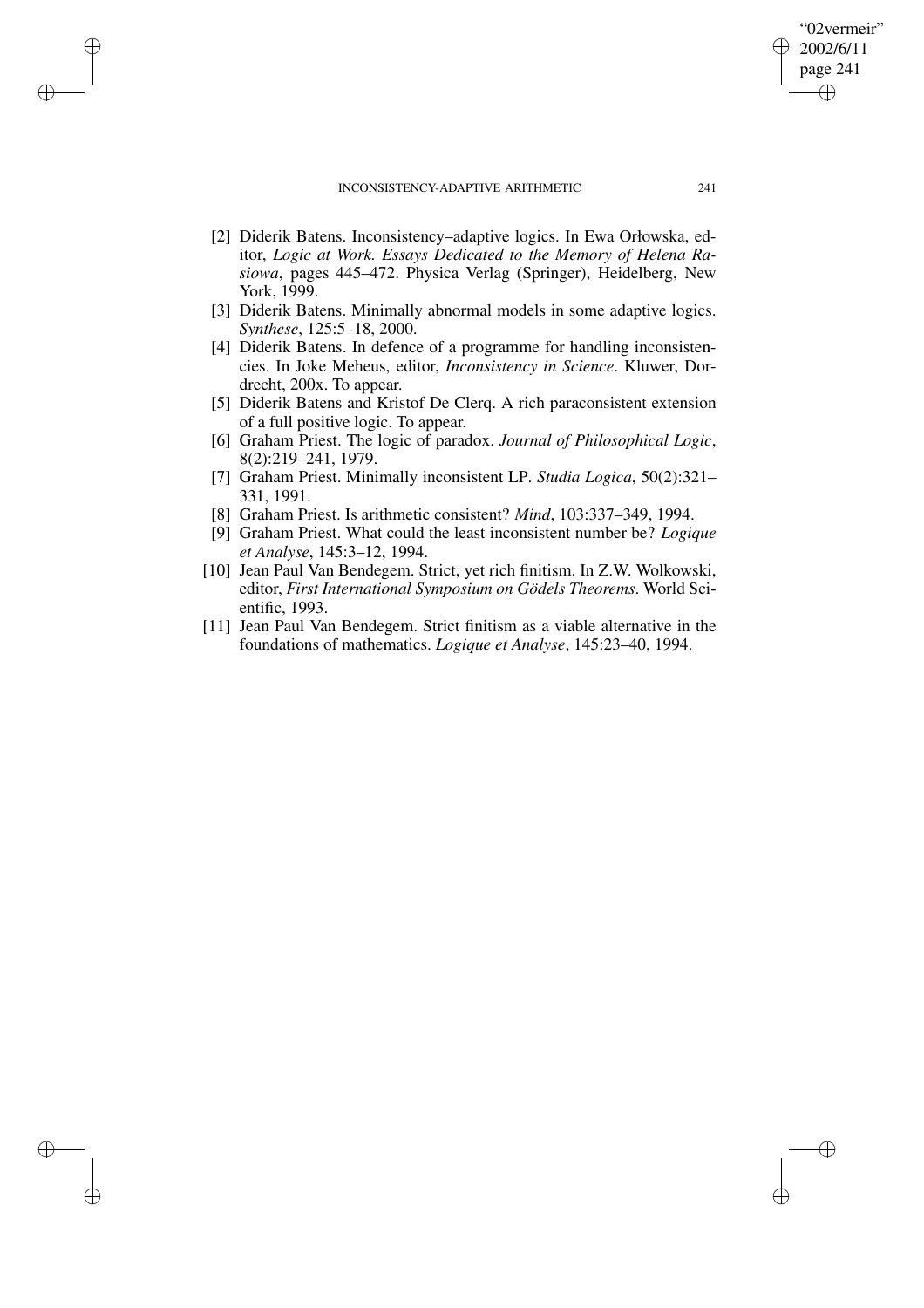[2] Diderik Batens. Inconsistency–adaptive logics. In Ewa Orłowska, editor, *Logic at Work. Essays Dedicated to the Memory of Helena Rasiowa*, pages 445–472. Physica Verlag (Springer), Heidelberg, New York, 1999.

[3] Diderik Batens. Minimally abnormal models in some adaptive logics. *Synthese*, 125:5–18, 2000.

[4] Diderik Batens. In defence of a programme for handling inconsistencies. In Joke Meheus, editor, *Inconsistency in Science*. Kluwer, Dordrecht, 200x. To appear.

[5] Diderik Batens and Kristof De Clerq. A rich paraconsistent extension of a full positive logic. To appear.

[6] Graham Priest. The logic of paradox. *Journal of Philosophical Logic*, 8(2):219–241, 1979.

[7] Graham Priest. Minimally inconsistent LP. *Studia Logica*, 50(2):321–331, 1991.

[8] Graham Priest. Is arithmetic consistent? *Mind*, 103:337–349, 1994.

[9] Graham Priest. What could the least inconsistent number be? *Logique et Analyse*, 145:3–12, 1994.

[10] Jean Paul Van Bendegem. Strict, yet rich finitism. In Z.W. Wolkowski, editor, *First International Symposium on Gödels Theorems*. World Scientific, 1993.

[11] Jean Paul Van Bendegem. Strict finitism as a viable alternative in the foundations of mathematics. *Logique et Analyse*, 145:23–40, 1994.